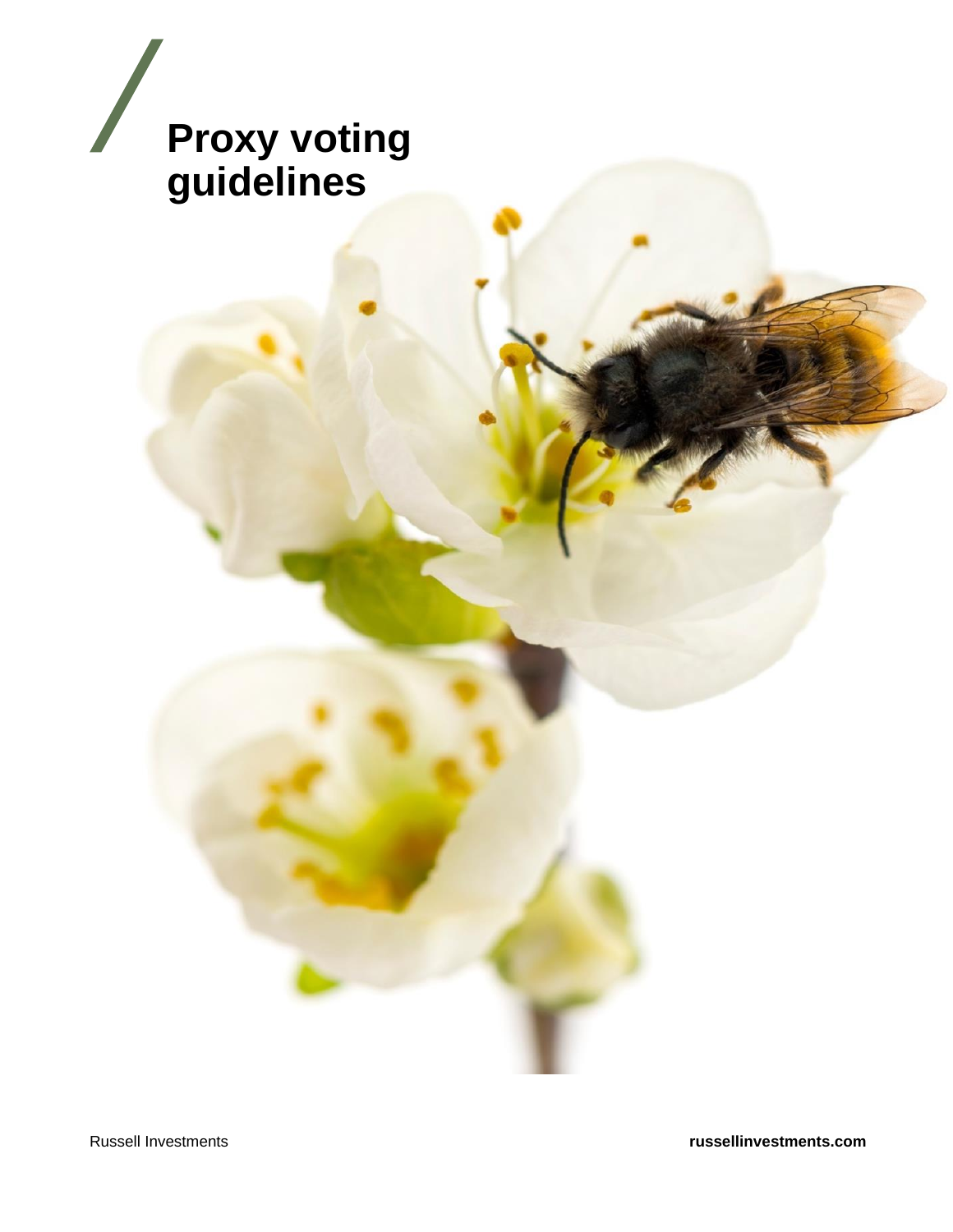# Proxy voting guidelines

Russell Investments

russellinvestments.com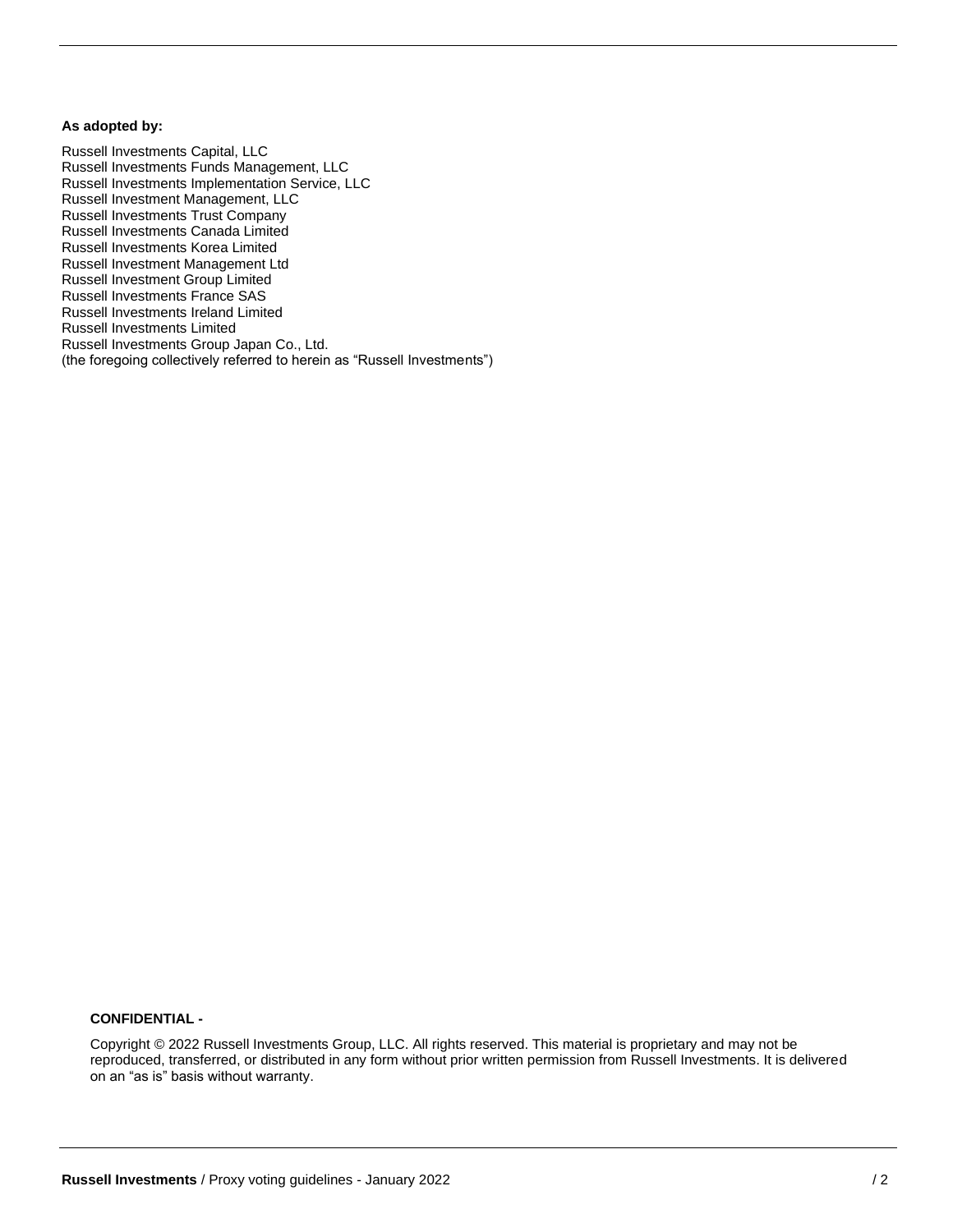**As adopted by:**

Russell Investments Capital, LLC
Russell Investments Funds Management, LLC
Russell Investments Implementation Service, LLC
Russell Investment Management, LLC
Russell Investments Trust Company
Russell Investments Canada Limited
Russell Investments Korea Limited
Russell Investment Management Ltd
Russell Investment Group Limited
Russell Investments France SAS
Russell Investments Ireland Limited
Russell Investments Limited
Russell Investments Group Japan Co., Ltd.
(the foregoing collectively referred to herein as “Russell Investments”)

**CONFIDENTIAL -**

Copyright © 2022 Russell Investments Group, LLC. All rights reserved. This material is proprietary and may not be reproduced, transferred, or distributed in any form without prior written permission from Russell Investments. It is delivered on an “as is” basis without warranty.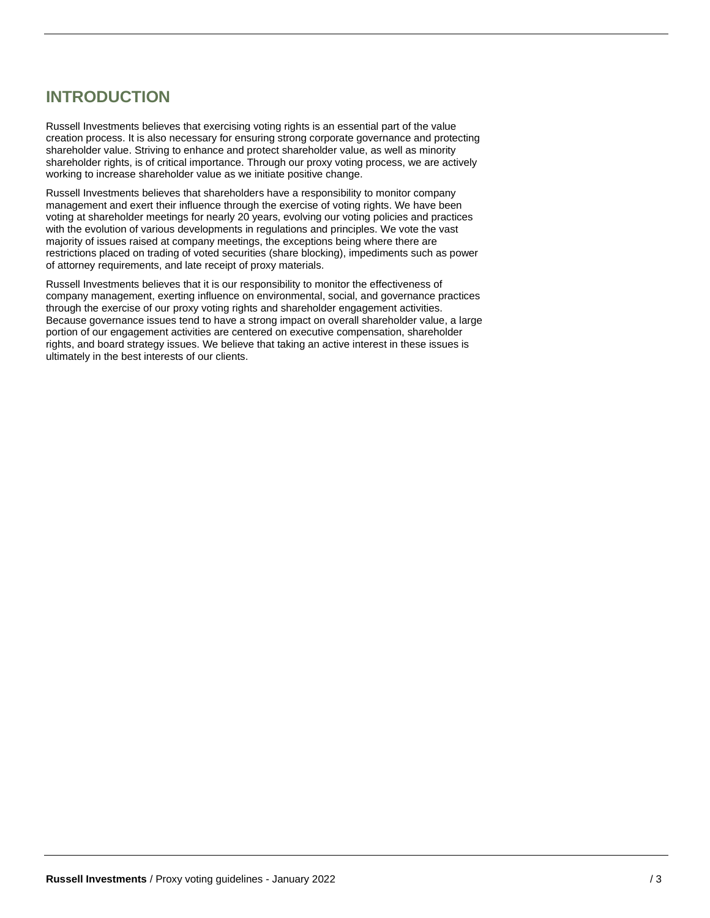# INTRODUCTION

Russell Investments believes that exercising voting rights is an essential part of the value creation process. It is also necessary for ensuring strong corporate governance and protecting shareholder value. Striving to enhance and protect shareholder value, as well as minority shareholder rights, is of critical importance. Through our proxy voting process, we are actively working to increase shareholder value as we initiate positive change.

Russell Investments believes that shareholders have a responsibility to monitor company management and exert their influence through the exercise of voting rights. We have been voting at shareholder meetings for nearly 20 years, evolving our voting policies and practices with the evolution of various developments in regulations and principles. We vote the vast majority of issues raised at company meetings, the exceptions being where there are restrictions placed on trading of voted securities (share blocking), impediments such as power of attorney requirements, and late receipt of proxy materials.

Russell Investments believes that it is our responsibility to monitor the effectiveness of company management, exerting influence on environmental, social, and governance practices through the exercise of our proxy voting rights and shareholder engagement activities. Because governance issues tend to have a strong impact on overall shareholder value, a large portion of our engagement activities are centered on executive compensation, shareholder rights, and board strategy issues. We believe that taking an active interest in these issues is ultimately in the best interests of our clients.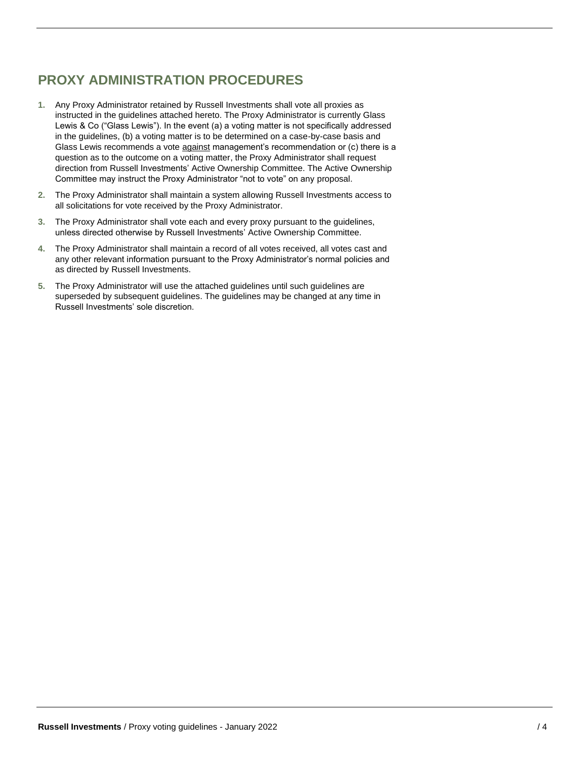## PROXY ADMINISTRATION PROCEDURES

1. Any Proxy Administrator retained by Russell Investments shall vote all proxies as instructed in the guidelines attached hereto. The Proxy Administrator is currently Glass Lewis & Co ("Glass Lewis"). In the event (a) a voting matter is not specifically addressed in the guidelines, (b) a voting matter is to be determined on a case-by-case basis and Glass Lewis recommends a vote against management's recommendation or (c) there is a question as to the outcome on a voting matter, the Proxy Administrator shall request direction from Russell Investments' Active Ownership Committee. The Active Ownership Committee may instruct the Proxy Administrator "not to vote" on any proposal.
2. The Proxy Administrator shall maintain a system allowing Russell Investments access to all solicitations for vote received by the Proxy Administrator.
3. The Proxy Administrator shall vote each and every proxy pursuant to the guidelines, unless directed otherwise by Russell Investments' Active Ownership Committee.
4. The Proxy Administrator shall maintain a record of all votes received, all votes cast and any other relevant information pursuant to the Proxy Administrator's normal policies and as directed by Russell Investments.
5. The Proxy Administrator will use the attached guidelines until such guidelines are superseded by subsequent guidelines. The guidelines may be changed at any time in Russell Investments' sole discretion.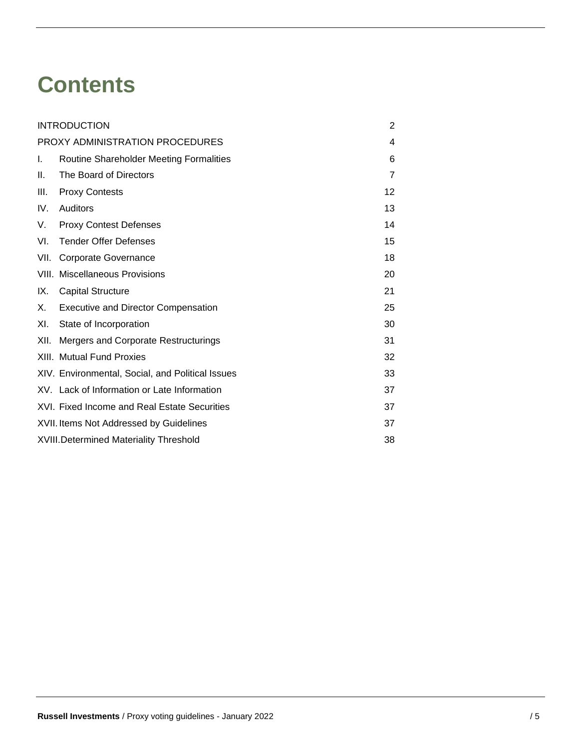# Contents

| | |
|---|---|
| INTRODUCTION | 2 |
| PROXY ADMINISTRATION PROCEDURES | 4 |
| I. Routine Shareholder Meeting Formalities | 6 |
| II. The Board of Directors | 7 |
| III. Proxy Contests | 12 |
| IV. Auditors | 13 |
| V. Proxy Contest Defenses | 14 |
| VI. Tender Offer Defenses | 15 |
| VII. Corporate Governance | 18 |
| VIII. Miscellaneous Provisions | 20 |
| IX. Capital Structure | 21 |
| X. Executive and Director Compensation | 25 |
| XI. State of Incorporation | 30 |
| XII. Mergers and Corporate Restructurings | 31 |
| XIII. Mutual Fund Proxies | 32 |
| XIV. Environmental, Social, and Political Issues | 33 |
| XV. Lack of Information or Late Information | 37 |
| XVI. Fixed Income and Real Estate Securities | 37 |
| XVII. Items Not Addressed by Guidelines | 37 |
| XVIII. Determined Materiality Threshold | 38 |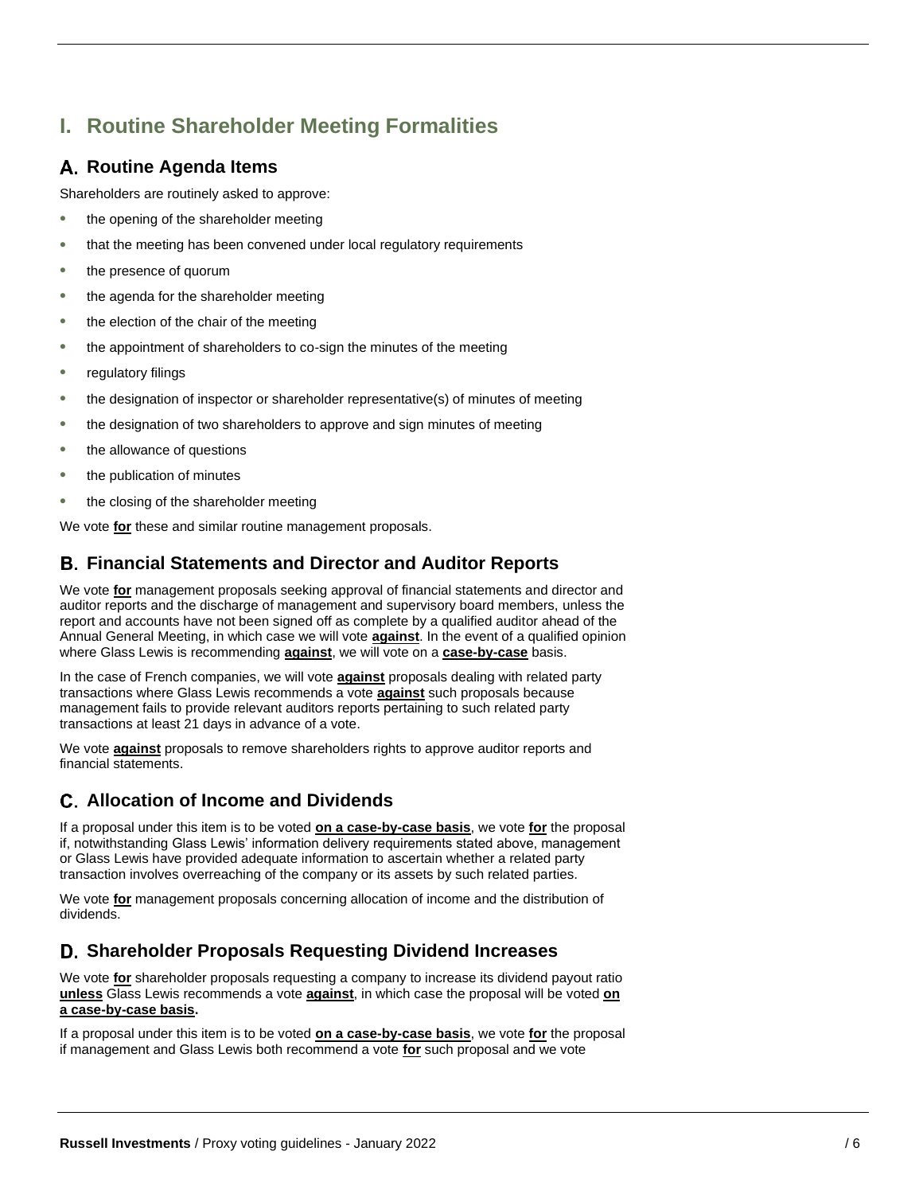# I. Routine Shareholder Meeting Formalities

## A. Routine Agenda Items

Shareholders are routinely asked to approve:

- the opening of the shareholder meeting
- that the meeting has been convened under local regulatory requirements
- the presence of quorum
- the agenda for the shareholder meeting
- the election of the chair of the meeting
- the appointment of shareholders to co-sign the minutes of the meeting
- regulatory filings
- the designation of inspector or shareholder representative(s) of minutes of meeting
- the designation of two shareholders to approve and sign minutes of meeting
- the allowance of questions
- the publication of minutes
- the closing of the shareholder meeting

We vote **for** these and similar routine management proposals.

## B. Financial Statements and Director and Auditor Reports

We vote **for** management proposals seeking approval of financial statements and director and auditor reports and the discharge of management and supervisory board members, unless the report and accounts have not been signed off as complete by a qualified auditor ahead of the Annual General Meeting, in which case we will vote **against**. In the event of a qualified opinion where Glass Lewis is recommending **against**, we will vote on a **case-by-case** basis.

In the case of French companies, we will vote **against** proposals dealing with related party transactions where Glass Lewis recommends a vote **against** such proposals because management fails to provide relevant auditors reports pertaining to such related party transactions at least 21 days in advance of a vote.

We vote **against** proposals to remove shareholders rights to approve auditor reports and financial statements.

## C. Allocation of Income and Dividends

If a proposal under this item is to be voted **on a case-by-case basis**, we vote **for** the proposal if, notwithstanding Glass Lewis' information delivery requirements stated above, management or Glass Lewis have provided adequate information to ascertain whether a related party transaction involves overreaching of the company or its assets by such related parties.

We vote **for** management proposals concerning allocation of income and the distribution of dividends.

## D. Shareholder Proposals Requesting Dividend Increases

We vote **for** shareholder proposals requesting a company to increase its dividend payout ratio **unless** Glass Lewis recommends a vote **against**, in which case the proposal will be voted **on a case-by-case basis.**

If a proposal under this item is to be voted **on a case-by-case basis**, we vote **for** the proposal if management and Glass Lewis both recommend a vote **for** such proposal and we vote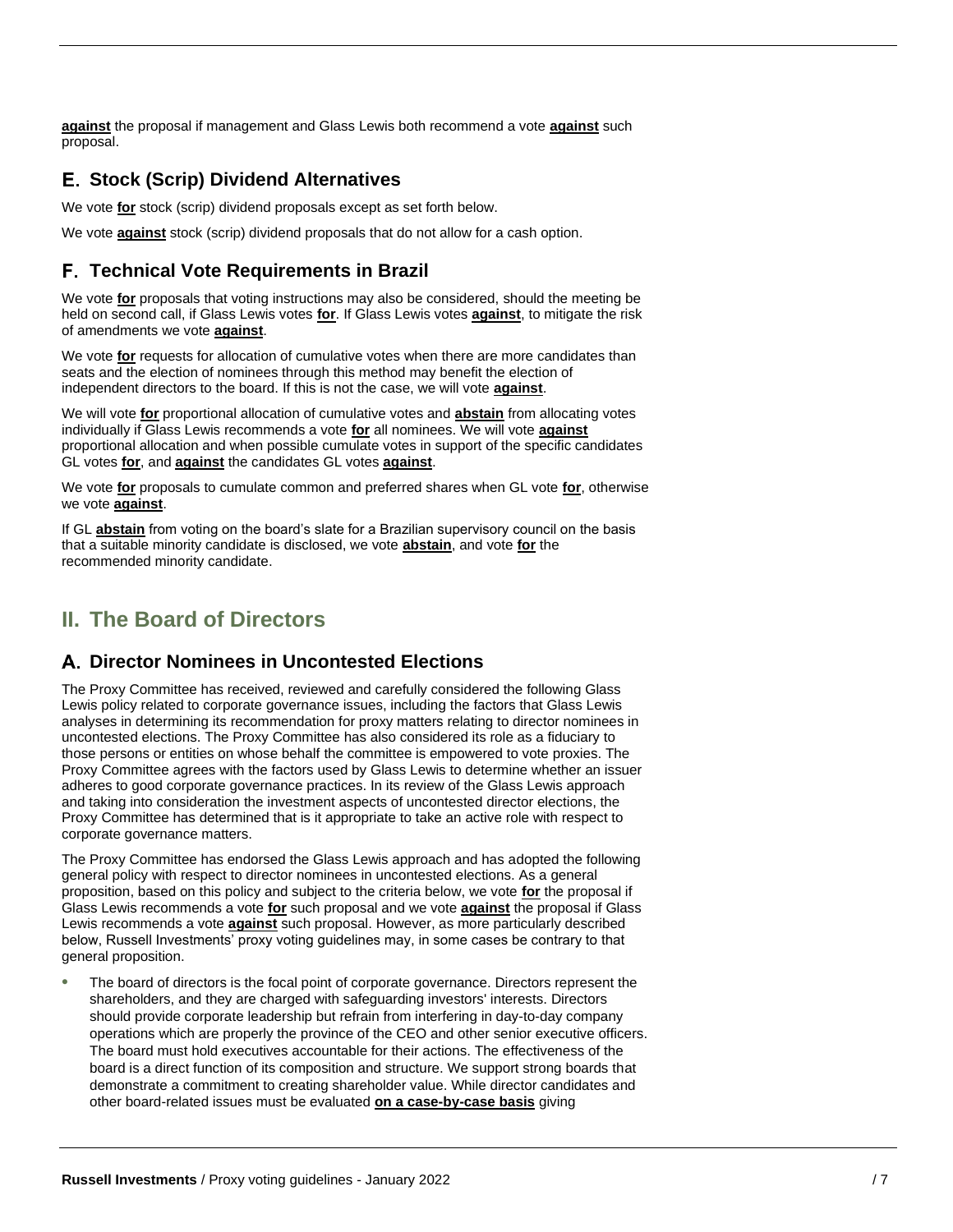**against** the proposal if management and Glass Lewis both recommend a vote **against** such proposal.

### E. Stock (Scrip) Dividend Alternatives

We vote **for** stock (scrip) dividend proposals except as set forth below.

We vote **against** stock (scrip) dividend proposals that do not allow for a cash option.

### F. Technical Vote Requirements in Brazil

We vote **for** proposals that voting instructions may also be considered, should the meeting be held on second call, if Glass Lewis votes **for**. If Glass Lewis votes **against**, to mitigate the risk of amendments we vote **against**.

We vote **for** requests for allocation of cumulative votes when there are more candidates than seats and the election of nominees through this method may benefit the election of independent directors to the board. If this is not the case, we will vote **against**.

We will vote **for** proportional allocation of cumulative votes and **abstain** from allocating votes individually if Glass Lewis recommends a vote **for** all nominees. We will vote **against** proportional allocation and when possible cumulate votes in support of the specific candidates GL votes **for**, and **against** the candidates GL votes **against**.

We vote **for** proposals to cumulate common and preferred shares when GL vote **for**, otherwise we vote **against**.

If GL **abstain** from voting on the board's slate for a Brazilian supervisory council on the basis that a suitable minority candidate is disclosed, we vote **abstain**, and vote **for** the recommended minority candidate.

## II. The Board of Directors

### A. Director Nominees in Uncontested Elections

The Proxy Committee has received, reviewed and carefully considered the following Glass Lewis policy related to corporate governance issues, including the factors that Glass Lewis analyses in determining its recommendation for proxy matters relating to director nominees in uncontested elections. The Proxy Committee has also considered its role as a fiduciary to those persons or entities on whose behalf the committee is empowered to vote proxies. The Proxy Committee agrees with the factors used by Glass Lewis to determine whether an issuer adheres to good corporate governance practices. In its review of the Glass Lewis approach and taking into consideration the investment aspects of uncontested director elections, the Proxy Committee has determined that is it appropriate to take an active role with respect to corporate governance matters.

The Proxy Committee has endorsed the Glass Lewis approach and has adopted the following general policy with respect to director nominees in uncontested elections. As a general proposition, based on this policy and subject to the criteria below, we vote **for** the proposal if Glass Lewis recommends a vote **for** such proposal and we vote **against** the proposal if Glass Lewis recommends a vote **against** such proposal. However, as more particularly described below, Russell Investments' proxy voting guidelines may, in some cases be contrary to that general proposition.

- The board of directors is the focal point of corporate governance. Directors represent the shareholders, and they are charged with safeguarding investors' interests. Directors should provide corporate leadership but refrain from interfering in day-to-day company operations which are properly the province of the CEO and other senior executive officers. The board must hold executives accountable for their actions. The effectiveness of the board is a direct function of its composition and structure. We support strong boards that demonstrate a commitment to creating shareholder value. While director candidates and other board-related issues must be evaluated **on a case-by-case basis** giving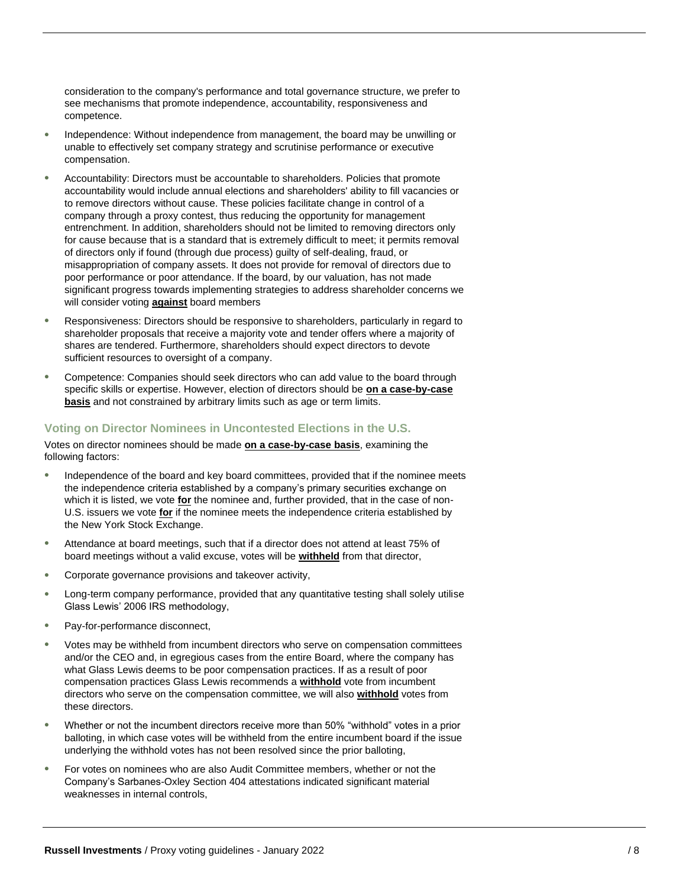consideration to the company's performance and total governance structure, we prefer to see mechanisms that promote independence, accountability, responsiveness and competence.

- Independence: Without independence from management, the board may be unwilling or unable to effectively set company strategy and scrutinise performance or executive compensation.
- Accountability: Directors must be accountable to shareholders. Policies that promote accountability would include annual elections and shareholders' ability to fill vacancies or to remove directors without cause. These policies facilitate change in control of a company through a proxy contest, thus reducing the opportunity for management entrenchment. In addition, shareholders should not be limited to removing directors only for cause because that is a standard that is extremely difficult to meet; it permits removal of directors only if found (through due process) guilty of self-dealing, fraud, or misappropriation of company assets. It does not provide for removal of directors due to poor performance or poor attendance. If the board, by our valuation, has not made significant progress towards implementing strategies to address shareholder concerns we will consider voting **against** board members
- Responsiveness: Directors should be responsive to shareholders, particularly in regard to shareholder proposals that receive a majority vote and tender offers where a majority of shares are tendered. Furthermore, shareholders should expect directors to devote sufficient resources to oversight of a company.
- Competence: Companies should seek directors who can add value to the board through specific skills or expertise. However, election of directors should be **on a case-by-case basis** and not constrained by arbitrary limits such as age or term limits.

### Voting on Director Nominees in Uncontested Elections in the U.S.

Votes on director nominees should be made **on a case-by-case basis**, examining the following factors:

- Independence of the board and key board committees, provided that if the nominee meets the independence criteria established by a company's primary securities exchange on which it is listed, we vote **for** the nominee and, further provided, that in the case of non-U.S. issuers we vote **for** if the nominee meets the independence criteria established by the New York Stock Exchange.
- Attendance at board meetings, such that if a director does not attend at least 75% of board meetings without a valid excuse, votes will be **withheld** from that director,
- Corporate governance provisions and takeover activity,
- Long-term company performance, provided that any quantitative testing shall solely utilise Glass Lewis' 2006 IRS methodology,
- Pay-for-performance disconnect,
- Votes may be withheld from incumbent directors who serve on compensation committees and/or the CEO and, in egregious cases from the entire Board, where the company has what Glass Lewis deems to be poor compensation practices. If as a result of poor compensation practices Glass Lewis recommends a **withhold** vote from incumbent directors who serve on the compensation committee, we will also **withhold** votes from these directors.
- Whether or not the incumbent directors receive more than 50% "withhold" votes in a prior balloting, in which case votes will be withheld from the entire incumbent board if the issue underlying the withhold votes has not been resolved since the prior balloting,
- For votes on nominees who are also Audit Committee members, whether or not the Company's Sarbanes-Oxley Section 404 attestations indicated significant material weaknesses in internal controls,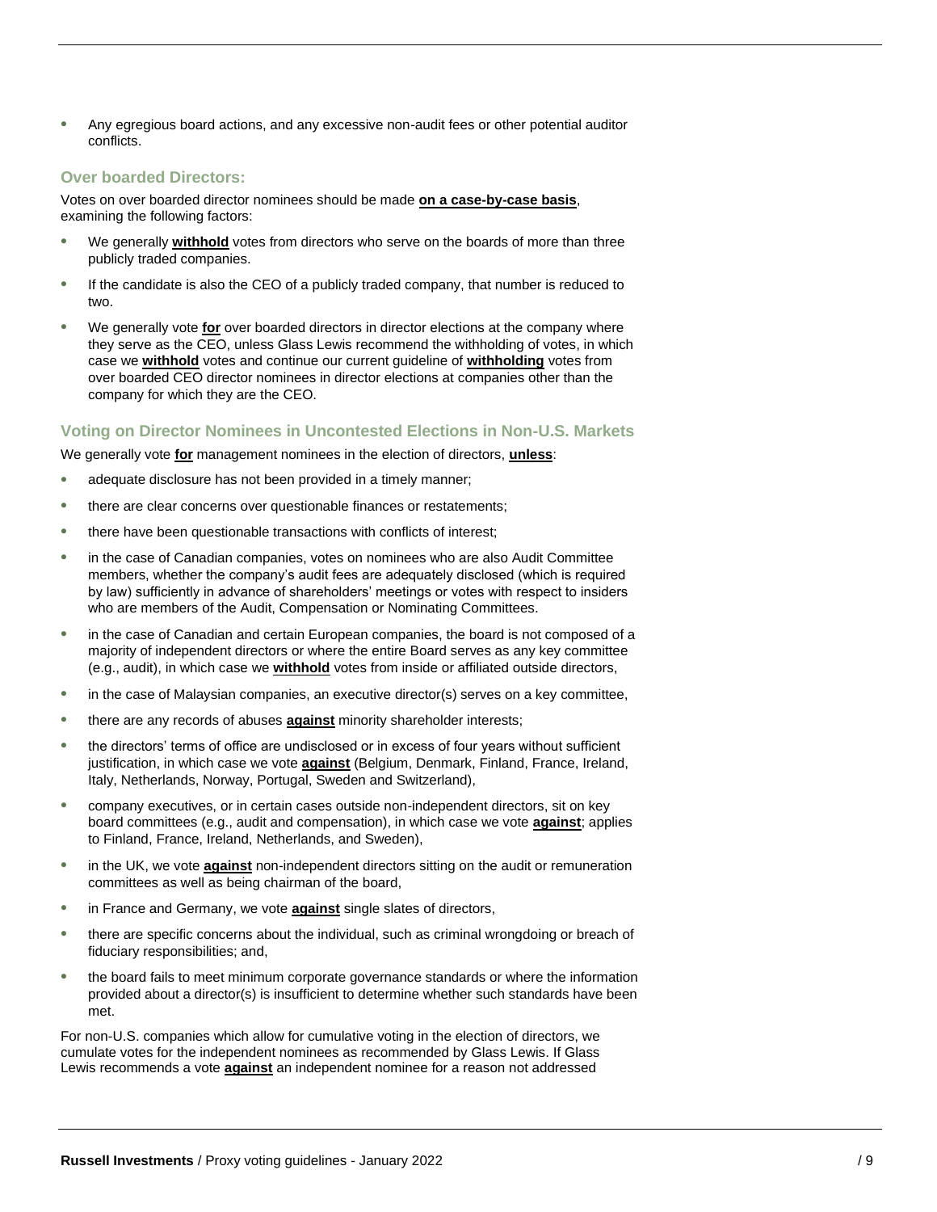- Any egregious board actions, and any excessive non-audit fees or other potential auditor conflicts.

### Over boarded Directors:

Votes on over boarded director nominees should be made **on a case-by-case basis**, examining the following factors:

- We generally **withhold** votes from directors who serve on the boards of more than three publicly traded companies.
- If the candidate is also the CEO of a publicly traded company, that number is reduced to two.
- We generally vote **for** over boarded directors in director elections at the company where they serve as the CEO, unless Glass Lewis recommend the withholding of votes, in which case we **withhold** votes and continue our current guideline of **withholding** votes from over boarded CEO director nominees in director elections at companies other than the company for which they are the CEO.

### Voting on Director Nominees in Uncontested Elections in Non-U.S. Markets

We generally vote **for** management nominees in the election of directors, **unless**:

- adequate disclosure has not been provided in a timely manner;
- there are clear concerns over questionable finances or restatements;
- there have been questionable transactions with conflicts of interest;
- in the case of Canadian companies, votes on nominees who are also Audit Committee members, whether the company's audit fees are adequately disclosed (which is required by law) sufficiently in advance of shareholders' meetings or votes with respect to insiders who are members of the Audit, Compensation or Nominating Committees.
- in the case of Canadian and certain European companies, the board is not composed of a majority of independent directors or where the entire Board serves as any key committee (e.g., audit), in which case we **withhold** votes from inside or affiliated outside directors,
- in the case of Malaysian companies, an executive director(s) serves on a key committee,
- there are any records of abuses **against** minority shareholder interests;
- the directors' terms of office are undisclosed or in excess of four years without sufficient justification, in which case we vote **against** (Belgium, Denmark, Finland, France, Ireland, Italy, Netherlands, Norway, Portugal, Sweden and Switzerland),
- company executives, or in certain cases outside non-independent directors, sit on key board committees (e.g., audit and compensation), in which case we vote **against**; applies to Finland, France, Ireland, Netherlands, and Sweden),
- in the UK, we vote **against** non-independent directors sitting on the audit or remuneration committees as well as being chairman of the board,
- in France and Germany, we vote **against** single slates of directors,
- there are specific concerns about the individual, such as criminal wrongdoing or breach of fiduciary responsibilities; and,
- the board fails to meet minimum corporate governance standards or where the information provided about a director(s) is insufficient to determine whether such standards have been met.

For non-U.S. companies which allow for cumulative voting in the election of directors, we cumulate votes for the independent nominees as recommended by Glass Lewis. If Glass Lewis recommends a vote **against** an independent nominee for a reason not addressed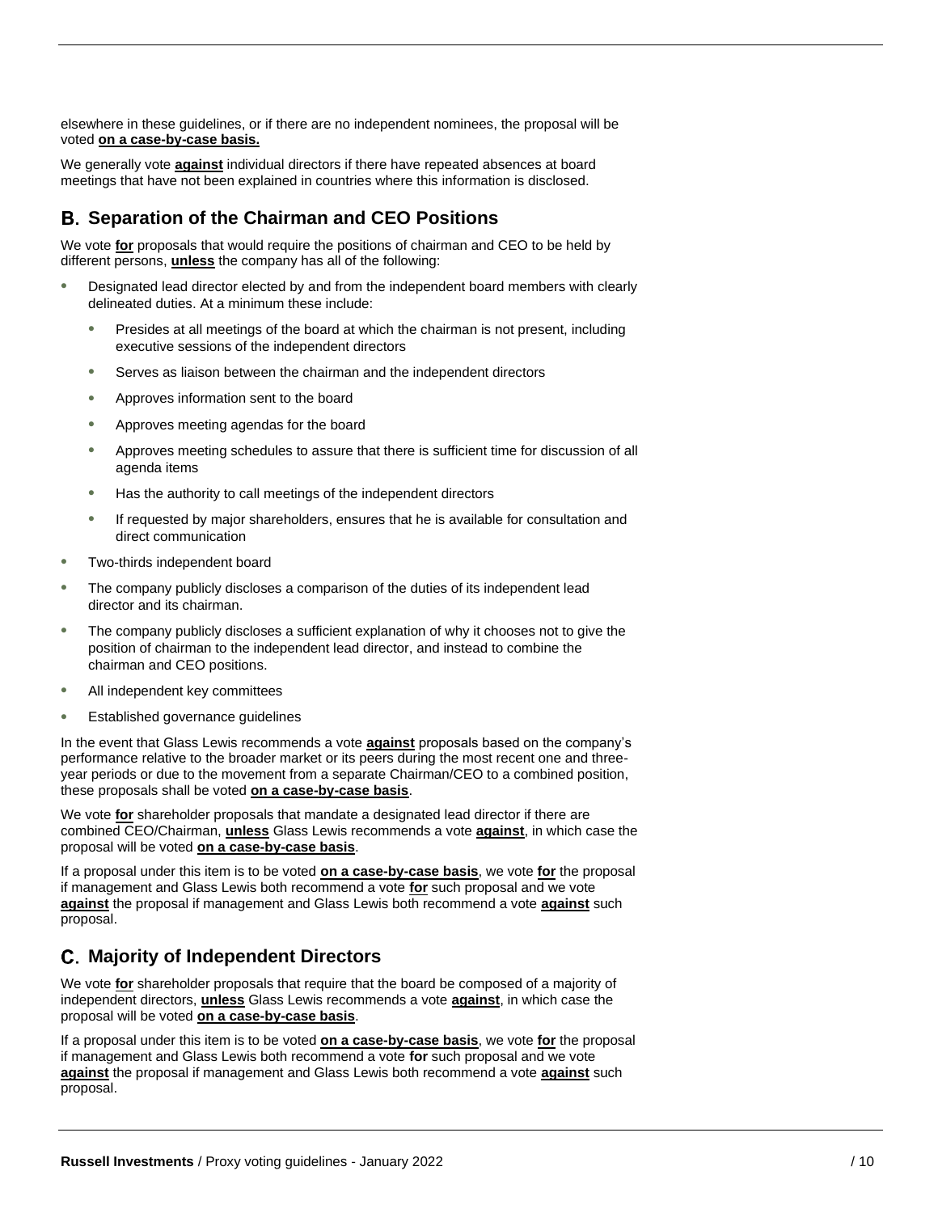elsewhere in these guidelines, or if there are no independent nominees, the proposal will be voted **on a case-by-case basis.**

We generally vote **against** individual directors if there have repeated absences at board meetings that have not been explained in countries where this information is disclosed.

## B. Separation of the Chairman and CEO Positions

We vote **for** proposals that would require the positions of chairman and CEO to be held by different persons, **unless** the company has all of the following:

- Designated lead director elected by and from the independent board members with clearly delineated duties. At a minimum these include:
  - Presides at all meetings of the board at which the chairman is not present, including executive sessions of the independent directors
  - Serves as liaison between the chairman and the independent directors
  - Approves information sent to the board
  - Approves meeting agendas for the board
  - Approves meeting schedules to assure that there is sufficient time for discussion of all agenda items
  - Has the authority to call meetings of the independent directors
  - If requested by major shareholders, ensures that he is available for consultation and direct communication
- Two-thirds independent board
- The company publicly discloses a comparison of the duties of its independent lead director and its chairman.
- The company publicly discloses a sufficient explanation of why it chooses not to give the position of chairman to the independent lead director, and instead to combine the chairman and CEO positions.
- All independent key committees
- Established governance guidelines

In the event that Glass Lewis recommends a vote **against** proposals based on the company's performance relative to the broader market or its peers during the most recent one and three-year periods or due to the movement from a separate Chairman/CEO to a combined position, these proposals shall be voted **on a case-by-case basis**.

We vote **for** shareholder proposals that mandate a designated lead director if there are combined CEO/Chairman, **unless** Glass Lewis recommends a vote **against**, in which case the proposal will be voted **on a case-by-case basis**.

If a proposal under this item is to be voted **on a case-by-case basis**, we vote **for** the proposal if management and Glass Lewis both recommend a vote **for** such proposal and we vote **against** the proposal if management and Glass Lewis both recommend a vote **against** such proposal.

## C. Majority of Independent Directors

We vote **for** shareholder proposals that require that the board be composed of a majority of independent directors, **unless** Glass Lewis recommends a vote **against**, in which case the proposal will be voted **on a case-by-case basis**.

If a proposal under this item is to be voted **on a case-by-case basis**, we vote **for** the proposal if management and Glass Lewis both recommend a vote **for** such proposal and we vote **against** the proposal if management and Glass Lewis both recommend a vote **against** such proposal.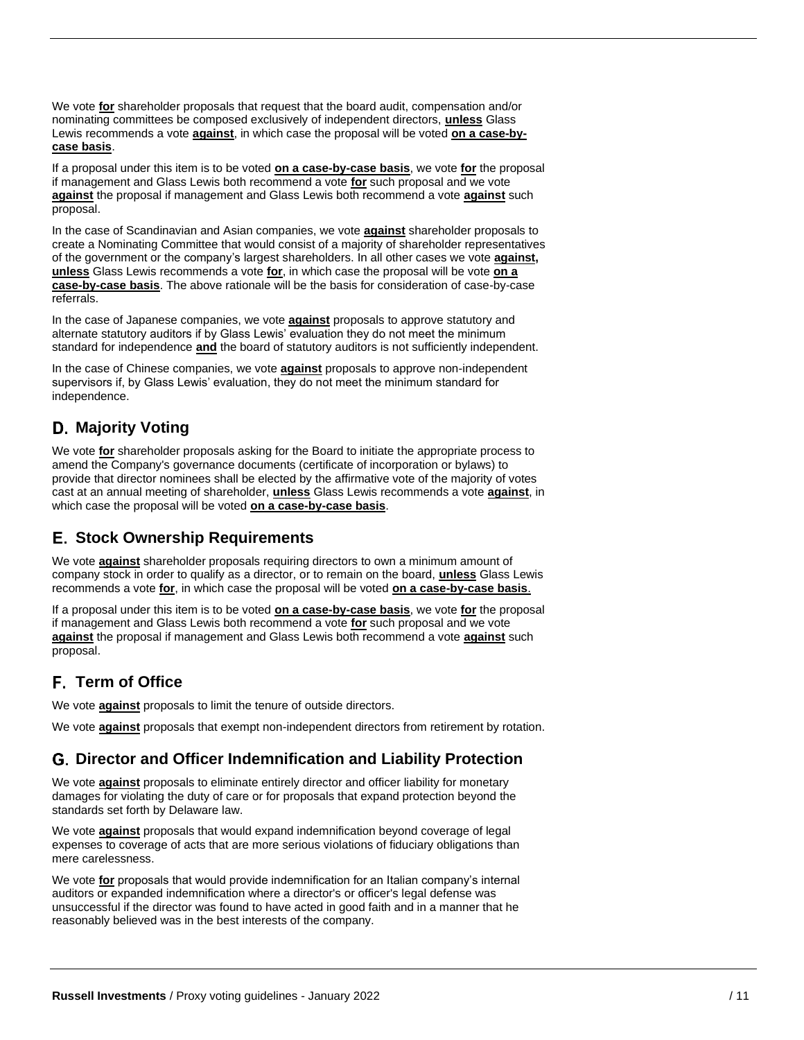We vote **for** shareholder proposals that request that the board audit, compensation and/or nominating committees be composed exclusively of independent directors, **unless** Glass Lewis recommends a vote **against**, in which case the proposal will be voted **on a case-by-case basis**.

If a proposal under this item is to be voted **on a case-by-case basis**, we vote **for** the proposal if management and Glass Lewis both recommend a vote **for** such proposal and we vote **against** the proposal if management and Glass Lewis both recommend a vote **against** such proposal.

In the case of Scandinavian and Asian companies, we vote **against** shareholder proposals to create a Nominating Committee that would consist of a majority of shareholder representatives of the government or the company's largest shareholders. In all other cases we vote **against, unless** Glass Lewis recommends a vote **for**, in which case the proposal will be vote **on a case-by-case basis**. The above rationale will be the basis for consideration of case-by-case referrals.

In the case of Japanese companies, we vote **against** proposals to approve statutory and alternate statutory auditors if by Glass Lewis' evaluation they do not meet the minimum standard for independence **and** the board of statutory auditors is not sufficiently independent.

In the case of Chinese companies, we vote **against** proposals to approve non-independent supervisors if, by Glass Lewis' evaluation, they do not meet the minimum standard for independence.

## D. Majority Voting

We vote **for** shareholder proposals asking for the Board to initiate the appropriate process to amend the Company's governance documents (certificate of incorporation or bylaws) to provide that director nominees shall be elected by the affirmative vote of the majority of votes cast at an annual meeting of shareholder, **unless** Glass Lewis recommends a vote **against**, in which case the proposal will be voted **on a case-by-case basis**.

## E. Stock Ownership Requirements

We vote **against** shareholder proposals requiring directors to own a minimum amount of company stock in order to qualify as a director, or to remain on the board, **unless** Glass Lewis recommends a vote **for**, in which case the proposal will be voted **on a case-by-case basis**.

If a proposal under this item is to be voted **on a case-by-case basis**, we vote **for** the proposal if management and Glass Lewis both recommend a vote **for** such proposal and we vote **against** the proposal if management and Glass Lewis both recommend a vote **against** such proposal.

## F. Term of Office

We vote **against** proposals to limit the tenure of outside directors.

We vote **against** proposals that exempt non-independent directors from retirement by rotation.

## G. Director and Officer Indemnification and Liability Protection

We vote **against** proposals to eliminate entirely director and officer liability for monetary damages for violating the duty of care or for proposals that expand protection beyond the standards set forth by Delaware law.

We vote **against** proposals that would expand indemnification beyond coverage of legal expenses to coverage of acts that are more serious violations of fiduciary obligations than mere carelessness.

We vote **for** proposals that would provide indemnification for an Italian company's internal auditors or expanded indemnification where a director's or officer's legal defense was unsuccessful if the director was found to have acted in good faith and in a manner that he reasonably believed was in the best interests of the company.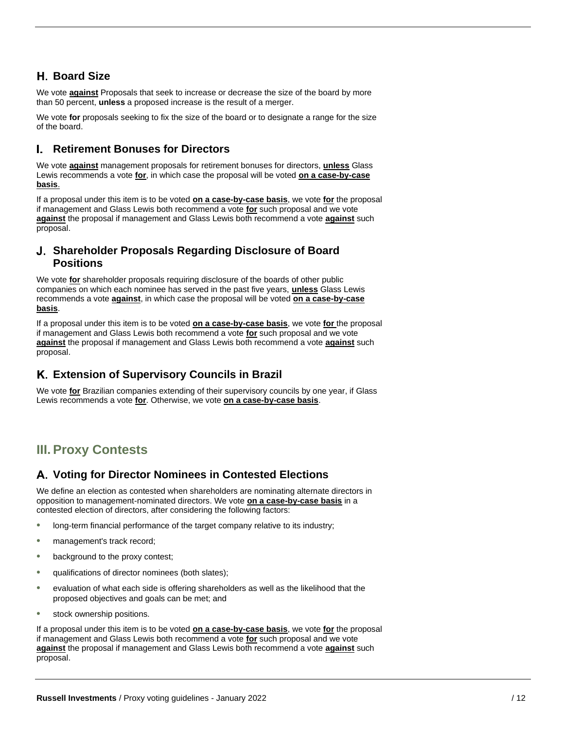### H. Board Size

We vote **against** Proposals that seek to increase or decrease the size of the board by more than 50 percent, **unless** a proposed increase is the result of a merger.

We vote **for** proposals seeking to fix the size of the board or to designate a range for the size of the board.

### I. Retirement Bonuses for Directors

We vote **against** management proposals for retirement bonuses for directors, **unless** Glass Lewis recommends a vote **for**, in which case the proposal will be voted **on a case-by-case basis**.

If a proposal under this item is to be voted **on a case-by-case basis**, we vote **for** the proposal if management and Glass Lewis both recommend a vote **for** such proposal and we vote **against** the proposal if management and Glass Lewis both recommend a vote **against** such proposal.

### J. Shareholder Proposals Regarding Disclosure of Board Positions

We vote **for** shareholder proposals requiring disclosure of the boards of other public companies on which each nominee has served in the past five years, **unless** Glass Lewis recommends a vote **against**, in which case the proposal will be voted **on a case-by-case basis**.

If a proposal under this item is to be voted **on a case-by-case basis**, we vote **for** the proposal if management and Glass Lewis both recommend a vote **for** such proposal and we vote **against** the proposal if management and Glass Lewis both recommend a vote **against** such proposal.

### K. Extension of Supervisory Councils in Brazil

We vote **for** Brazilian companies extending of their supervisory councils by one year, if Glass Lewis recommends a vote **for**. Otherwise, we vote **on a case-by-case basis**.

## III. Proxy Contests

### A. Voting for Director Nominees in Contested Elections

We define an election as contested when shareholders are nominating alternate directors in opposition to management-nominated directors. We vote **on a case-by-case basis** in a contested election of directors, after considering the following factors:

- long-term financial performance of the target company relative to its industry;
- management's track record;
- background to the proxy contest;
- qualifications of director nominees (both slates);
- evaluation of what each side is offering shareholders as well as the likelihood that the proposed objectives and goals can be met; and
- stock ownership positions.

If a proposal under this item is to be voted **on a case-by-case basis**, we vote **for** the proposal if management and Glass Lewis both recommend a vote **for** such proposal and we vote **against** the proposal if management and Glass Lewis both recommend a vote **against** such proposal.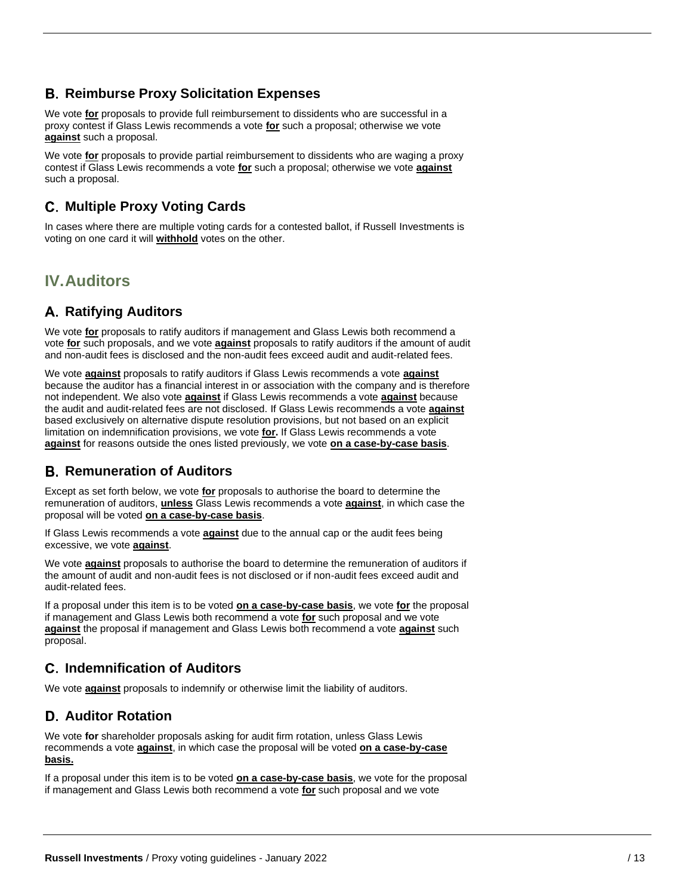## B. Reimburse Proxy Solicitation Expenses

We vote **for** proposals to provide full reimbursement to dissidents who are successful in a proxy contest if Glass Lewis recommends a vote **for** such a proposal; otherwise we vote **against** such a proposal.

We vote **for** proposals to provide partial reimbursement to dissidents who are waging a proxy contest if Glass Lewis recommends a vote **for** such a proposal; otherwise we vote **against** such a proposal.

## C. Multiple Proxy Voting Cards

In cases where there are multiple voting cards for a contested ballot, if Russell Investments is voting on one card it will **withhold** votes on the other.

# IV. Auditors

## A. Ratifying Auditors

We vote **for** proposals to ratify auditors if management and Glass Lewis both recommend a vote **for** such proposals, and we vote **against** proposals to ratify auditors if the amount of audit and non-audit fees is disclosed and the non-audit fees exceed audit and audit-related fees.

We vote **against** proposals to ratify auditors if Glass Lewis recommends a vote **against** because the auditor has a financial interest in or association with the company and is therefore not independent. We also vote **against** if Glass Lewis recommends a vote **against** because the audit and audit-related fees are not disclosed. If Glass Lewis recommends a vote **against** based exclusively on alternative dispute resolution provisions, but not based on an explicit limitation on indemnification provisions, we vote **for.** If Glass Lewis recommends a vote **against** for reasons outside the ones listed previously, we vote **on a case-by-case basis**.

## B. Remuneration of Auditors

Except as set forth below, we vote **for** proposals to authorise the board to determine the remuneration of auditors, **unless** Glass Lewis recommends a vote **against**, in which case the proposal will be voted **on a case-by-case basis**.

If Glass Lewis recommends a vote **against** due to the annual cap or the audit fees being excessive, we vote **against**.

We vote **against** proposals to authorise the board to determine the remuneration of auditors if the amount of audit and non-audit fees is not disclosed or if non-audit fees exceed audit and audit-related fees.

If a proposal under this item is to be voted **on a case-by-case basis**, we vote **for** the proposal if management and Glass Lewis both recommend a vote **for** such proposal and we vote **against** the proposal if management and Glass Lewis both recommend a vote **against** such proposal.

## C. Indemnification of Auditors

We vote **against** proposals to indemnify or otherwise limit the liability of auditors.

## D. Auditor Rotation

We vote **for** shareholder proposals asking for audit firm rotation, unless Glass Lewis recommends a vote **against**, in which case the proposal will be voted **on a case-by-case basis.**

If a proposal under this item is to be voted **on a case-by-case basis**, we vote for the proposal if management and Glass Lewis both recommend a vote **for** such proposal and we vote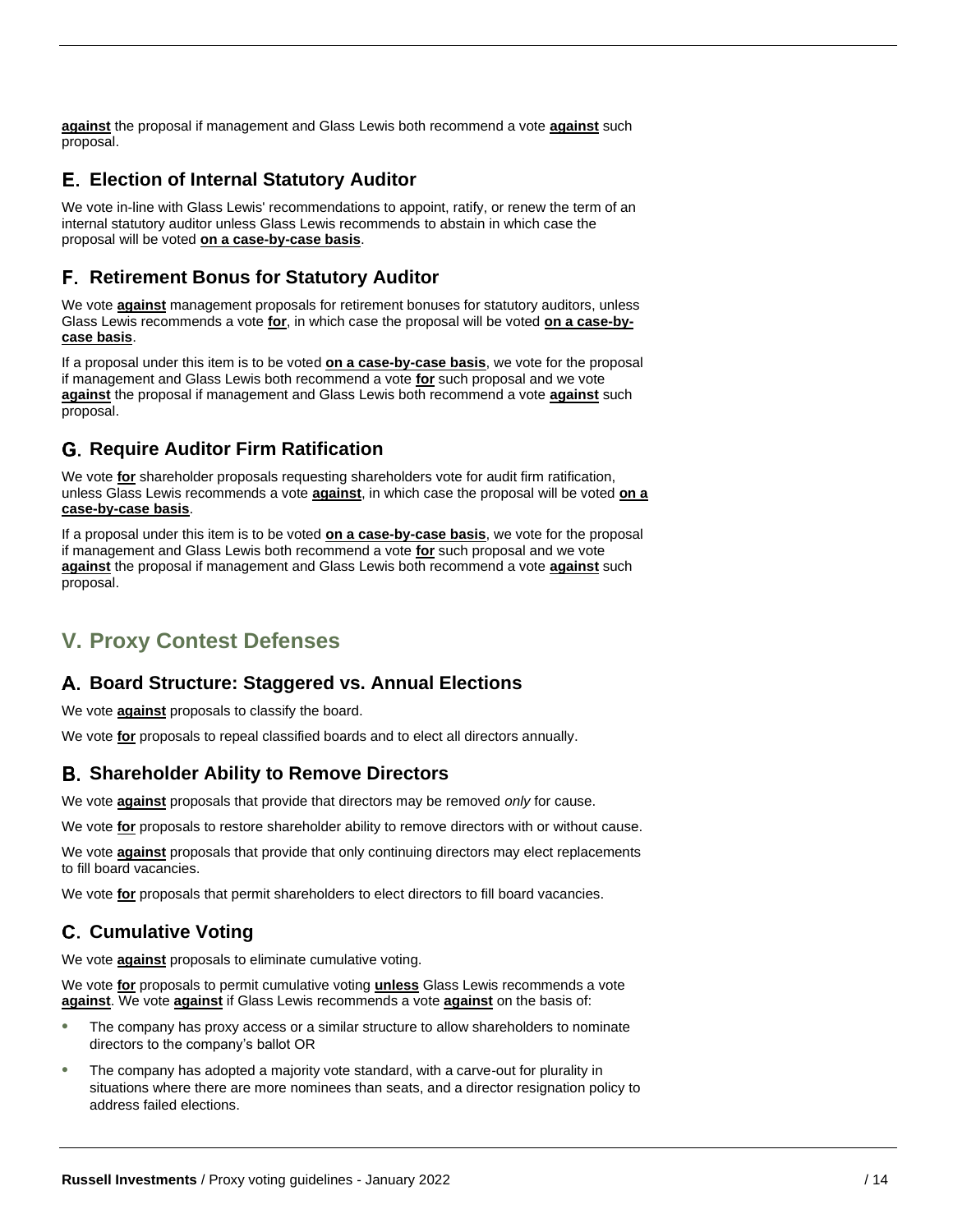**against** the proposal if management and Glass Lewis both recommend a vote **against** such proposal.

### E. Election of Internal Statutory Auditor

We vote in-line with Glass Lewis' recommendations to appoint, ratify, or renew the term of an internal statutory auditor unless Glass Lewis recommends to abstain in which case the proposal will be voted **on a case-by-case basis**.

### F. Retirement Bonus for Statutory Auditor

We vote **against** management proposals for retirement bonuses for statutory auditors, unless Glass Lewis recommends a vote **for**, in which case the proposal will be voted **on a case-by-case basis**.

If a proposal under this item is to be voted **on a case-by-case basis**, we vote for the proposal if management and Glass Lewis both recommend a vote **for** such proposal and we vote **against** the proposal if management and Glass Lewis both recommend a vote **against** such proposal.

### G. Require Auditor Firm Ratification

We vote **for** shareholder proposals requesting shareholders vote for audit firm ratification, unless Glass Lewis recommends a vote **against**, in which case the proposal will be voted **on a case-by-case basis**.

If a proposal under this item is to be voted **on a case-by-case basis**, we vote for the proposal if management and Glass Lewis both recommend a vote **for** such proposal and we vote **against** the proposal if management and Glass Lewis both recommend a vote **against** such proposal.

## V. Proxy Contest Defenses

### A. Board Structure: Staggered vs. Annual Elections

We vote **against** proposals to classify the board.

We vote **for** proposals to repeal classified boards and to elect all directors annually.

### B. Shareholder Ability to Remove Directors

We vote **against** proposals that provide that directors may be removed *only* for cause.

We vote **for** proposals to restore shareholder ability to remove directors with or without cause.

We vote **against** proposals that provide that only continuing directors may elect replacements to fill board vacancies.

We vote **for** proposals that permit shareholders to elect directors to fill board vacancies.

### C. Cumulative Voting

We vote **against** proposals to eliminate cumulative voting.

We vote **for** proposals to permit cumulative voting **unless** Glass Lewis recommends a vote **against**. We vote **against** if Glass Lewis recommends a vote **against** on the basis of:

- The company has proxy access or a similar structure to allow shareholders to nominate directors to the company's ballot OR
- The company has adopted a majority vote standard, with a carve-out for plurality in situations where there are more nominees than seats, and a director resignation policy to address failed elections.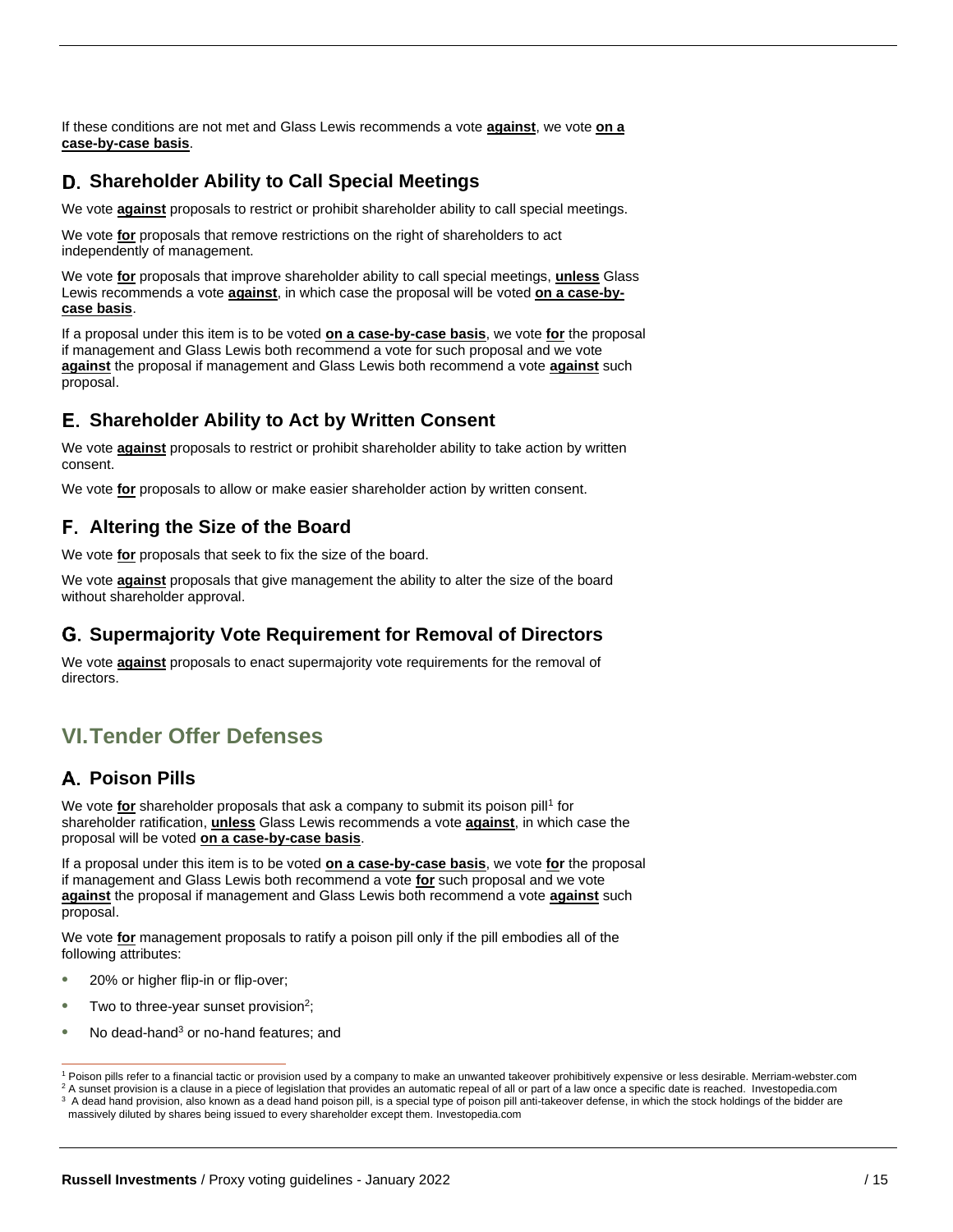If these conditions are not met and Glass Lewis recommends a vote **against**, we vote **on a case-by-case basis**.

### D. Shareholder Ability to Call Special Meetings

We vote **against** proposals to restrict or prohibit shareholder ability to call special meetings.

We vote **for** proposals that remove restrictions on the right of shareholders to act independently of management.

We vote **for** proposals that improve shareholder ability to call special meetings, **unless** Glass Lewis recommends a vote **against**, in which case the proposal will be voted **on a case-by-case basis**.

If a proposal under this item is to be voted **on a case-by-case basis**, we vote **for** the proposal if management and Glass Lewis both recommend a vote for such proposal and we vote **against** the proposal if management and Glass Lewis both recommend a vote **against** such proposal.

### E. Shareholder Ability to Act by Written Consent

We vote **against** proposals to restrict or prohibit shareholder ability to take action by written consent.

We vote **for** proposals to allow or make easier shareholder action by written consent.

### F. Altering the Size of the Board

We vote **for** proposals that seek to fix the size of the board.

We vote **against** proposals that give management the ability to alter the size of the board without shareholder approval.

### G. Supermajority Vote Requirement for Removal of Directors

We vote **against** proposals to enact supermajority vote requirements for the removal of directors.

## VI. Tender Offer Defenses

### A. Poison Pills

We vote **for** shareholder proposals that ask a company to submit its poison pill[1] for shareholder ratification, **unless** Glass Lewis recommends a vote **against**, in which case the proposal will be voted **on a case-by-case basis**.

If a proposal under this item is to be voted **on a case-by-case basis**, we vote **for** the proposal if management and Glass Lewis both recommend a vote **for** such proposal and we vote **against** the proposal if management and Glass Lewis both recommend a vote **against** such proposal.

We vote **for** management proposals to ratify a poison pill only if the pill embodies all of the following attributes:

- 20% or higher flip-in or flip-over;
- Two to three-year sunset provision[2];
- No dead-hand[3] or no-hand features; and

---

[1] Poison pills refer to a financial tactic or provision used by a company to make an unwanted takeover prohibitively expensive or less desirable. Merriam-webster.com

[2] A sunset provision is a clause in a piece of legislation that provides an automatic repeal of all or part of a law once a specific date is reached. Investopedia.com

[3] A dead hand provision, also known as a dead hand poison pill, is a special type of poison pill anti-takeover defense, in which the stock holdings of the bidder are massively diluted by shares being issued to every shareholder except them. Investopedia.com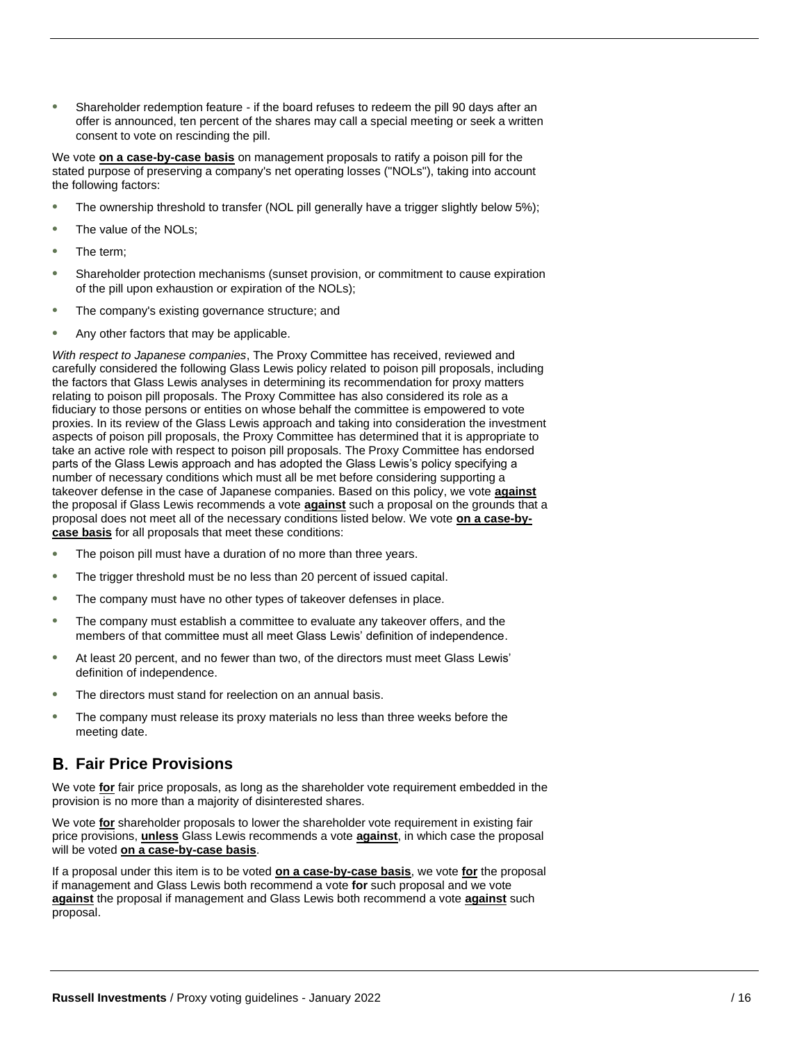- Shareholder redemption feature - if the board refuses to redeem the pill 90 days after an offer is announced, ten percent of the shares may call a special meeting or seek a written consent to vote on rescinding the pill.

We vote **on a case-by-case basis** on management proposals to ratify a poison pill for the stated purpose of preserving a company's net operating losses ("NOLs"), taking into account the following factors:

- The ownership threshold to transfer (NOL pill generally have a trigger slightly below 5%);
- The value of the NOLs;
- The term;
- Shareholder protection mechanisms (sunset provision, or commitment to cause expiration of the pill upon exhaustion or expiration of the NOLs);
- The company's existing governance structure; and
- Any other factors that may be applicable.

*With respect to Japanese companies*, The Proxy Committee has received, reviewed and carefully considered the following Glass Lewis policy related to poison pill proposals, including the factors that Glass Lewis analyses in determining its recommendation for proxy matters relating to poison pill proposals. The Proxy Committee has also considered its role as a fiduciary to those persons or entities on whose behalf the committee is empowered to vote proxies. In its review of the Glass Lewis approach and taking into consideration the investment aspects of poison pill proposals, the Proxy Committee has determined that it is appropriate to take an active role with respect to poison pill proposals. The Proxy Committee has endorsed parts of the Glass Lewis approach and has adopted the Glass Lewis's policy specifying a number of necessary conditions which must all be met before considering supporting a takeover defense in the case of Japanese companies. Based on this policy, we vote **against** the proposal if Glass Lewis recommends a vote **against** such a proposal on the grounds that a proposal does not meet all of the necessary conditions listed below. We vote **on a case-by-case basis** for all proposals that meet these conditions:

- The poison pill must have a duration of no more than three years.
- The trigger threshold must be no less than 20 percent of issued capital.
- The company must have no other types of takeover defenses in place.
- The company must establish a committee to evaluate any takeover offers, and the members of that committee must all meet Glass Lewis' definition of independence.
- At least 20 percent, and no fewer than two, of the directors must meet Glass Lewis' definition of independence.
- The directors must stand for reelection on an annual basis.
- The company must release its proxy materials no less than three weeks before the meeting date.

## B. Fair Price Provisions

We vote **for** fair price proposals, as long as the shareholder vote requirement embedded in the provision is no more than a majority of disinterested shares.

We vote **for** shareholder proposals to lower the shareholder vote requirement in existing fair price provisions, **unless** Glass Lewis recommends a vote **against**, in which case the proposal will be voted **on a case-by-case basis**.

If a proposal under this item is to be voted **on a case-by-case basis**, we vote **for** the proposal if management and Glass Lewis both recommend a vote **for** such proposal and we vote **against** the proposal if management and Glass Lewis both recommend a vote **against** such proposal.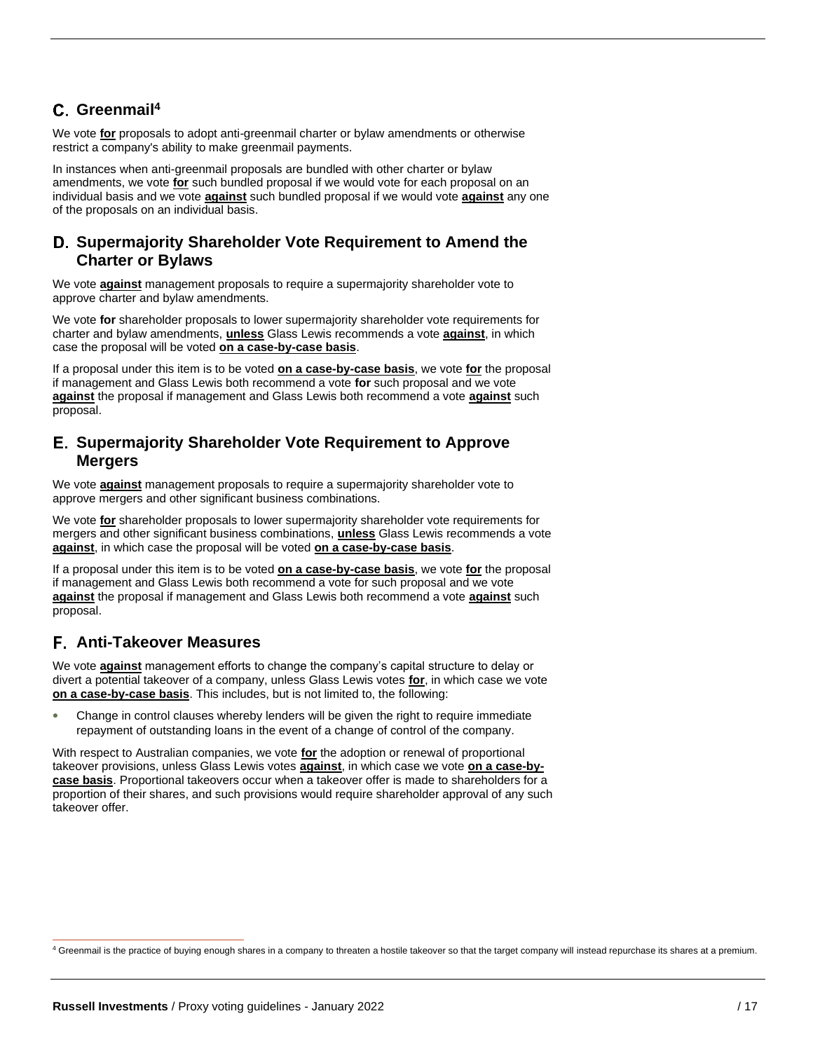## C. Greenmail[4]

We vote **for** proposals to adopt anti-greenmail charter or bylaw amendments or otherwise restrict a company's ability to make greenmail payments.

In instances when anti-greenmail proposals are bundled with other charter or bylaw amendments, we vote **for** such bundled proposal if we would vote for each proposal on an individual basis and we vote **against** such bundled proposal if we would vote **against** any one of the proposals on an individual basis.

## D. Supermajority Shareholder Vote Requirement to Amend the Charter or Bylaws

We vote **against** management proposals to require a supermajority shareholder vote to approve charter and bylaw amendments.

We vote **for** shareholder proposals to lower supermajority shareholder vote requirements for charter and bylaw amendments, **unless** Glass Lewis recommends a vote **against**, in which case the proposal will be voted **on a case-by-case basis**.

If a proposal under this item is to be voted **on a case-by-case basis**, we vote **for** the proposal if management and Glass Lewis both recommend a vote **for** such proposal and we vote **against** the proposal if management and Glass Lewis both recommend a vote **against** such proposal.

## E. Supermajority Shareholder Vote Requirement to Approve Mergers

We vote **against** management proposals to require a supermajority shareholder vote to approve mergers and other significant business combinations.

We vote **for** shareholder proposals to lower supermajority shareholder vote requirements for mergers and other significant business combinations, **unless** Glass Lewis recommends a vote **against**, in which case the proposal will be voted **on a case-by-case basis**.

If a proposal under this item is to be voted **on a case-by-case basis**, we vote **for** the proposal if management and Glass Lewis both recommend a vote for such proposal and we vote **against** the proposal if management and Glass Lewis both recommend a vote **against** such proposal.

## F. Anti-Takeover Measures

We vote **against** management efforts to change the company's capital structure to delay or divert a potential takeover of a company, unless Glass Lewis votes **for**, in which case we vote **on a case-by-case basis**. This includes, but is not limited to, the following:

- Change in control clauses whereby lenders will be given the right to require immediate repayment of outstanding loans in the event of a change of control of the company.

With respect to Australian companies, we vote **for** the adoption or renewal of proportional takeover provisions, unless Glass Lewis votes **against**, in which case we vote **on a case-by-case basis**. Proportional takeovers occur when a takeover offer is made to shareholders for a proportion of their shares, and such provisions would require shareholder approval of any such takeover offer.

[4] Greenmail is the practice of buying enough shares in a company to threaten a hostile takeover so that the target company will instead repurchase its shares at a premium.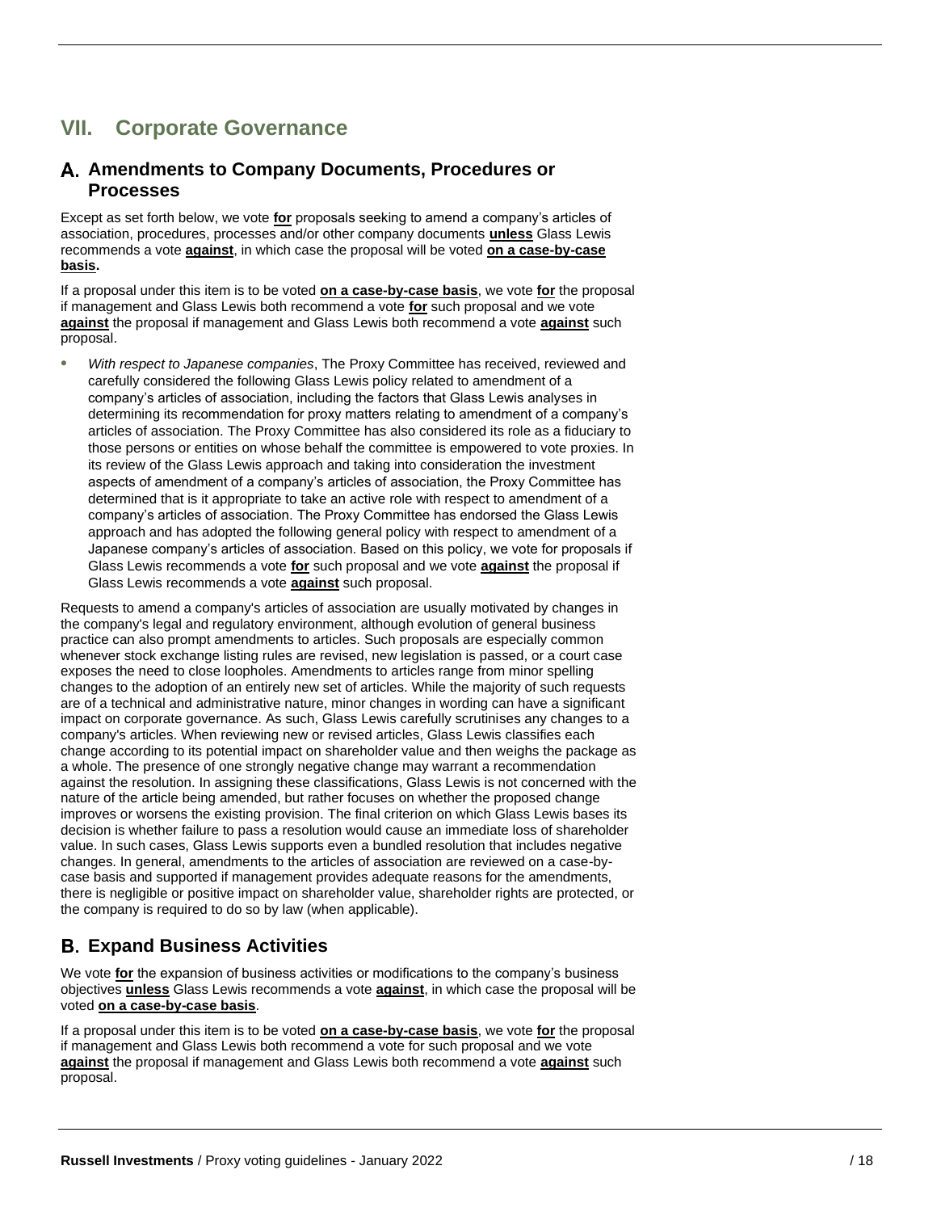# VII. Corporate Governance

## A. Amendments to Company Documents, Procedures or Processes

Except as set forth below, we vote **for** proposals seeking to amend a company's articles of association, procedures, processes and/or other company documents **unless** Glass Lewis recommends a vote **against**, in which case the proposal will be voted **on a case-by-case basis.**

If a proposal under this item is to be voted **on a case-by-case basis**, we vote **for** the proposal if management and Glass Lewis both recommend a vote **for** such proposal and we vote **against** the proposal if management and Glass Lewis both recommend a vote **against** such proposal.

- *With respect to Japanese companies*, The Proxy Committee has received, reviewed and carefully considered the following Glass Lewis policy related to amendment of a company's articles of association, including the factors that Glass Lewis analyses in determining its recommendation for proxy matters relating to amendment of a company's articles of association. The Proxy Committee has also considered its role as a fiduciary to those persons or entities on whose behalf the committee is empowered to vote proxies. In its review of the Glass Lewis approach and taking into consideration the investment aspects of amendment of a company's articles of association, the Proxy Committee has determined that is it appropriate to take an active role with respect to amendment of a company's articles of association. The Proxy Committee has endorsed the Glass Lewis approach and has adopted the following general policy with respect to amendment of a Japanese company's articles of association. Based on this policy, we vote for proposals if Glass Lewis recommends a vote **for** such proposal and we vote **against** the proposal if Glass Lewis recommends a vote **against** such proposal.

Requests to amend a company's articles of association are usually motivated by changes in the company's legal and regulatory environment, although evolution of general business practice can also prompt amendments to articles. Such proposals are especially common whenever stock exchange listing rules are revised, new legislation is passed, or a court case exposes the need to close loopholes. Amendments to articles range from minor spelling changes to the adoption of an entirely new set of articles. While the majority of such requests are of a technical and administrative nature, minor changes in wording can have a significant impact on corporate governance. As such, Glass Lewis carefully scrutinises any changes to a company's articles. When reviewing new or revised articles, Glass Lewis classifies each change according to its potential impact on shareholder value and then weighs the package as a whole. The presence of one strongly negative change may warrant a recommendation against the resolution. In assigning these classifications, Glass Lewis is not concerned with the nature of the article being amended, but rather focuses on whether the proposed change improves or worsens the existing provision. The final criterion on which Glass Lewis bases its decision is whether failure to pass a resolution would cause an immediate loss of shareholder value. In such cases, Glass Lewis supports even a bundled resolution that includes negative changes. In general, amendments to the articles of association are reviewed on a case-by-case basis and supported if management provides adequate reasons for the amendments, there is negligible or positive impact on shareholder value, shareholder rights are protected, or the company is required to do so by law (when applicable).

## B. Expand Business Activities

We vote **for** the expansion of business activities or modifications to the company's business objectives **unless** Glass Lewis recommends a vote **against**, in which case the proposal will be voted **on a case-by-case basis**.

If a proposal under this item is to be voted **on a case-by-case basis**, we vote **for** the proposal if management and Glass Lewis both recommend a vote for such proposal and we vote **against** the proposal if management and Glass Lewis both recommend a vote **against** such proposal.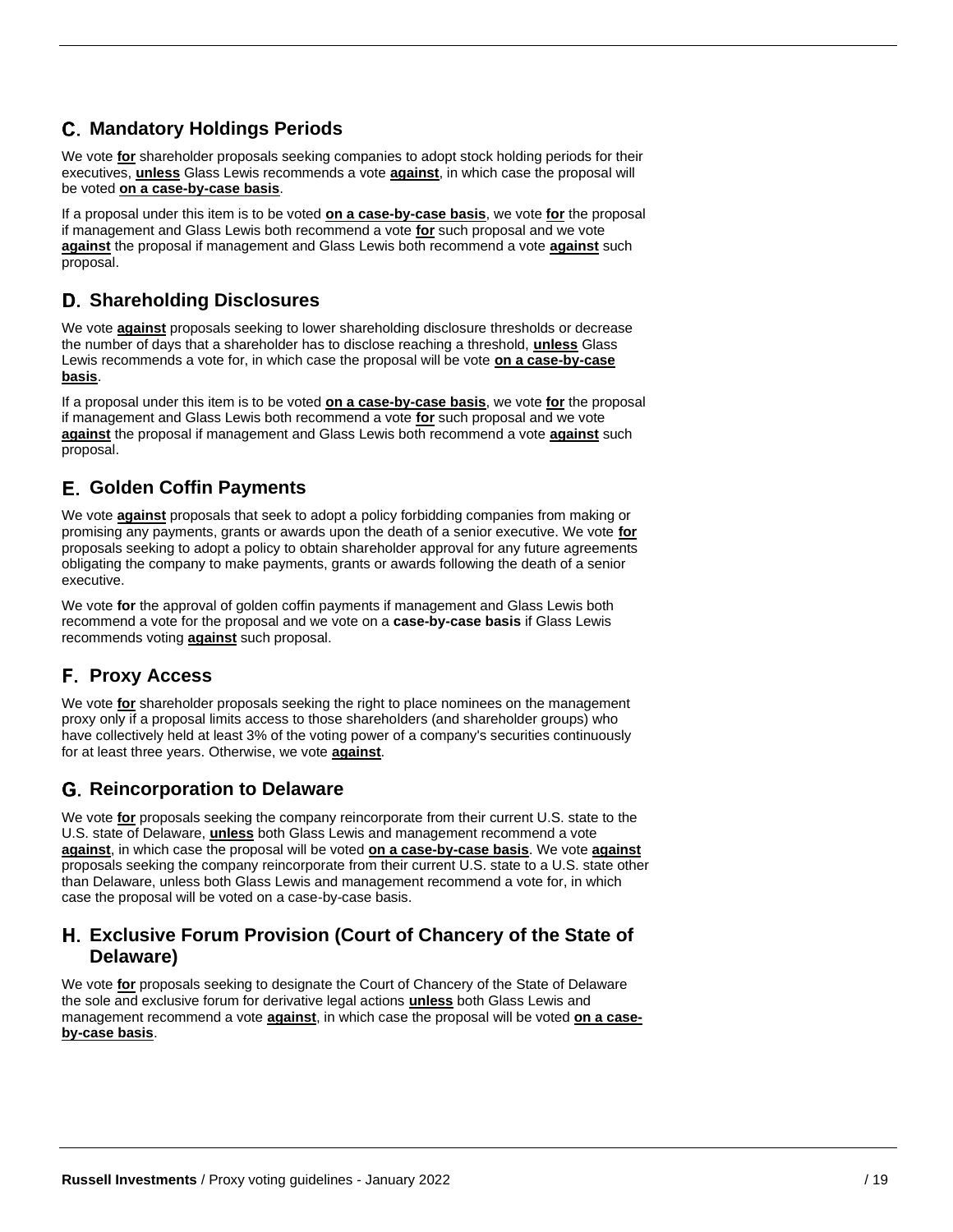## C. Mandatory Holdings Periods

We vote **for** shareholder proposals seeking companies to adopt stock holding periods for their executives, **unless** Glass Lewis recommends a vote **against**, in which case the proposal will be voted **on a case-by-case basis**.

If a proposal under this item is to be voted **on a case-by-case basis**, we vote **for** the proposal if management and Glass Lewis both recommend a vote **for** such proposal and we vote **against** the proposal if management and Glass Lewis both recommend a vote **against** such proposal.

## D. Shareholding Disclosures

We vote **against** proposals seeking to lower shareholding disclosure thresholds or decrease the number of days that a shareholder has to disclose reaching a threshold, **unless** Glass Lewis recommends a vote for, in which case the proposal will be vote **on a case-by-case basis**.

If a proposal under this item is to be voted **on a case-by-case basis**, we vote **for** the proposal if management and Glass Lewis both recommend a vote **for** such proposal and we vote **against** the proposal if management and Glass Lewis both recommend a vote **against** such proposal.

## E. Golden Coffin Payments

We vote **against** proposals that seek to adopt a policy forbidding companies from making or promising any payments, grants or awards upon the death of a senior executive. We vote **for** proposals seeking to adopt a policy to obtain shareholder approval for any future agreements obligating the company to make payments, grants or awards following the death of a senior executive.

We vote **for** the approval of golden coffin payments if management and Glass Lewis both recommend a vote for the proposal and we vote on a **case-by-case basis** if Glass Lewis recommends voting **against** such proposal.

## F. Proxy Access

We vote **for** shareholder proposals seeking the right to place nominees on the management proxy only if a proposal limits access to those shareholders (and shareholder groups) who have collectively held at least 3% of the voting power of a company's securities continuously for at least three years. Otherwise, we vote **against**.

## G. Reincorporation to Delaware

We vote **for** proposals seeking the company reincorporate from their current U.S. state to the U.S. state of Delaware, **unless** both Glass Lewis and management recommend a vote **against**, in which case the proposal will be voted **on a case-by-case basis**. We vote **against** proposals seeking the company reincorporate from their current U.S. state to a U.S. state other than Delaware, unless both Glass Lewis and management recommend a vote for, in which case the proposal will be voted on a case-by-case basis.

## H. Exclusive Forum Provision (Court of Chancery of the State of Delaware)

We vote **for** proposals seeking to designate the Court of Chancery of the State of Delaware the sole and exclusive forum for derivative legal actions **unless** both Glass Lewis and management recommend a vote **against**, in which case the proposal will be voted **on a case-by-case basis**.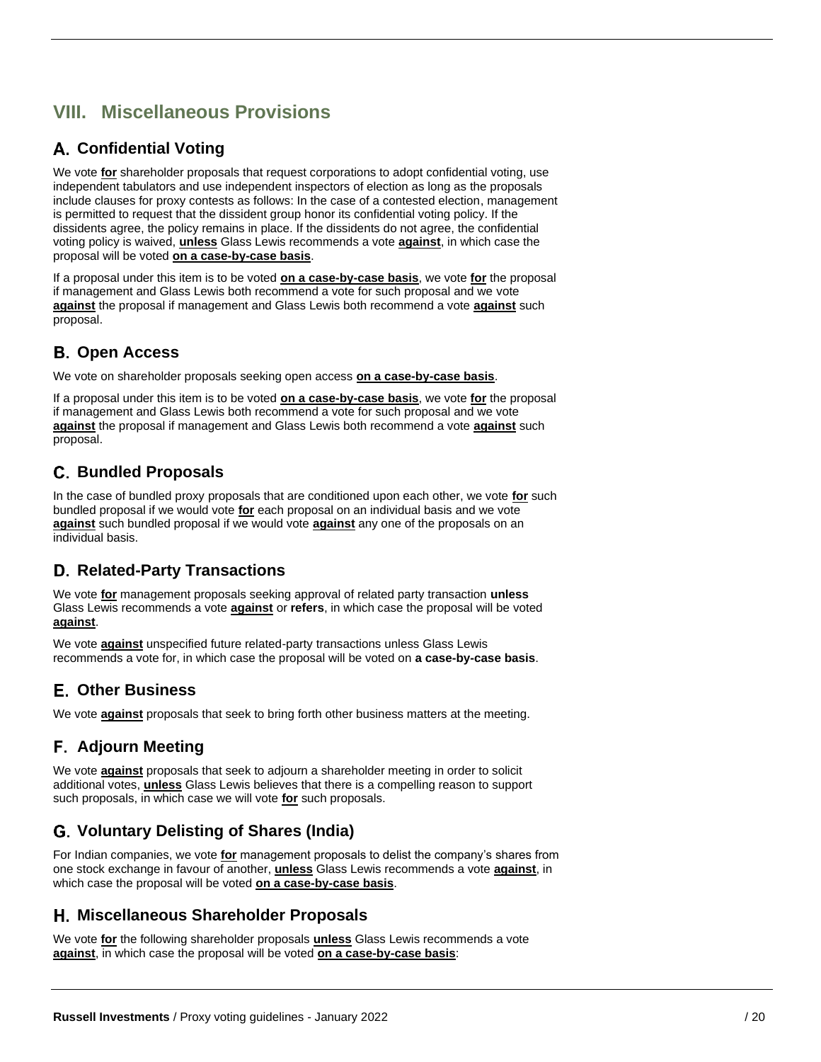# VIII. Miscellaneous Provisions

## A. Confidential Voting

We vote **for** shareholder proposals that request corporations to adopt confidential voting, use independent tabulators and use independent inspectors of election as long as the proposals include clauses for proxy contests as follows: In the case of a contested election, management is permitted to request that the dissident group honor its confidential voting policy. If the dissidents agree, the policy remains in place. If the dissidents do not agree, the confidential voting policy is waived, **unless** Glass Lewis recommends a vote **against**, in which case the proposal will be voted **on a case-by-case basis**.

If a proposal under this item is to be voted **on a case-by-case basis**, we vote **for** the proposal if management and Glass Lewis both recommend a vote for such proposal and we vote **against** the proposal if management and Glass Lewis both recommend a vote **against** such proposal.

## B. Open Access

We vote on shareholder proposals seeking open access **on a case-by-case basis**.

If a proposal under this item is to be voted **on a case-by-case basis**, we vote **for** the proposal if management and Glass Lewis both recommend a vote for such proposal and we vote **against** the proposal if management and Glass Lewis both recommend a vote **against** such proposal.

## C. Bundled Proposals

In the case of bundled proxy proposals that are conditioned upon each other, we vote **for** such bundled proposal if we would vote **for** each proposal on an individual basis and we vote **against** such bundled proposal if we would vote **against** any one of the proposals on an individual basis.

## D. Related-Party Transactions

We vote **for** management proposals seeking approval of related party transaction **unless** Glass Lewis recommends a vote **against** or **refers**, in which case the proposal will be voted **against**.

We vote **against** unspecified future related-party transactions unless Glass Lewis recommends a vote for, in which case the proposal will be voted on **a case-by-case basis**.

## E. Other Business

We vote **against** proposals that seek to bring forth other business matters at the meeting.

## F. Adjourn Meeting

We vote **against** proposals that seek to adjourn a shareholder meeting in order to solicit additional votes, **unless** Glass Lewis believes that there is a compelling reason to support such proposals, in which case we will vote **for** such proposals.

## G. Voluntary Delisting of Shares (India)

For Indian companies, we vote **for** management proposals to delist the company's shares from one stock exchange in favour of another, **unless** Glass Lewis recommends a vote **against**, in which case the proposal will be voted **on a case-by-case basis**.

## H. Miscellaneous Shareholder Proposals

We vote **for** the following shareholder proposals **unless** Glass Lewis recommends a vote **against**, in which case the proposal will be voted **on a case-by-case basis**: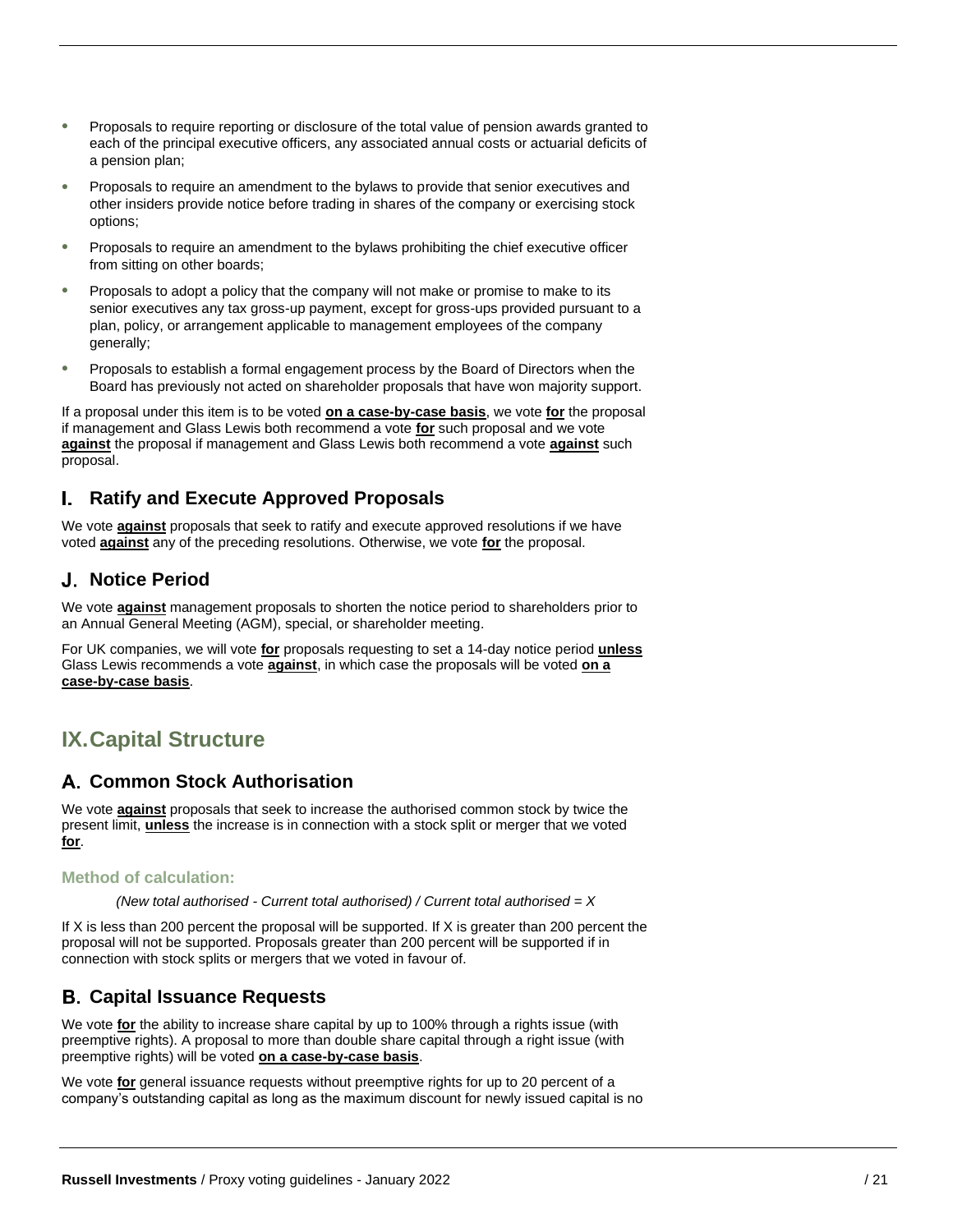- Proposals to require reporting or disclosure of the total value of pension awards granted to each of the principal executive officers, any associated annual costs or actuarial deficits of a pension plan;
- Proposals to require an amendment to the bylaws to provide that senior executives and other insiders provide notice before trading in shares of the company or exercising stock options;
- Proposals to require an amendment to the bylaws prohibiting the chief executive officer from sitting on other boards;
- Proposals to adopt a policy that the company will not make or promise to make to its senior executives any tax gross-up payment, except for gross-ups provided pursuant to a plan, policy, or arrangement applicable to management employees of the company generally;
- Proposals to establish a formal engagement process by the Board of Directors when the Board has previously not acted on shareholder proposals that have won majority support.

If a proposal under this item is to be voted **on a case-by-case basis**, we vote **for** the proposal if management and Glass Lewis both recommend a vote **for** such proposal and we vote **against** the proposal if management and Glass Lewis both recommend a vote **against** such proposal.

## I. Ratify and Execute Approved Proposals

We vote **against** proposals that seek to ratify and execute approved resolutions if we have voted **against** any of the preceding resolutions. Otherwise, we vote **for** the proposal.

## J. Notice Period

We vote **against** management proposals to shorten the notice period to shareholders prior to an Annual General Meeting (AGM), special, or shareholder meeting.

For UK companies, we will vote **for** proposals requesting to set a 14-day notice period **unless** Glass Lewis recommends a vote **against**, in which case the proposals will be voted **on a case-by-case basis**.

# IX. Capital Structure

## A. Common Stock Authorisation

We vote **against** proposals that seek to increase the authorised common stock by twice the present limit, **unless** the increase is in connection with a stock split or merger that we voted **for**.

### Method of calculation:

*(New total authorised - Current total authorised) / Current total authorised = X*

If X is less than 200 percent the proposal will be supported. If X is greater than 200 percent the proposal will not be supported. Proposals greater than 200 percent will be supported if in connection with stock splits or mergers that we voted in favour of.

## B. Capital Issuance Requests

We vote **for** the ability to increase share capital by up to 100% through a rights issue (with preemptive rights). A proposal to more than double share capital through a right issue (with preemptive rights) will be voted **on a case-by-case basis**.

We vote **for** general issuance requests without preemptive rights for up to 20 percent of a company's outstanding capital as long as the maximum discount for newly issued capital is no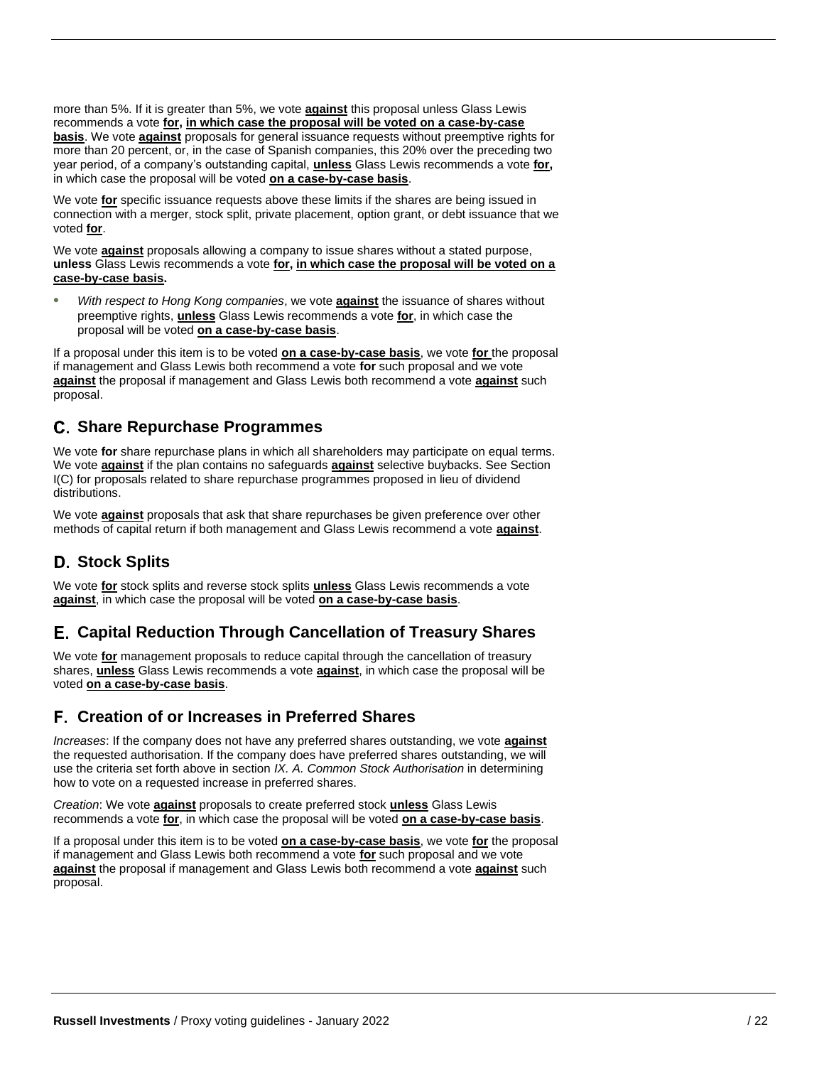more than 5%. If it is greater than 5%, we vote **against** this proposal unless Glass Lewis recommends a vote **for, in which case the proposal will be voted on a case-by-case basis**. We vote **against** proposals for general issuance requests without preemptive rights for more than 20 percent, or, in the case of Spanish companies, this 20% over the preceding two year period, of a company's outstanding capital, **unless** Glass Lewis recommends a vote **for,** in which case the proposal will be voted **on a case-by-case basis**.

We vote **for** specific issuance requests above these limits if the shares are being issued in connection with a merger, stock split, private placement, option grant, or debt issuance that we voted **for**.

We vote **against** proposals allowing a company to issue shares without a stated purpose, **unless** Glass Lewis recommends a vote **for, in which case the proposal will be voted on a case-by-case basis.**

- *With respect to Hong Kong companies*, we vote **against** the issuance of shares without preemptive rights, **unless** Glass Lewis recommends a vote **for**, in which case the proposal will be voted **on a case-by-case basis**.

If a proposal under this item is to be voted **on a case-by-case basis**, we vote **for** the proposal if management and Glass Lewis both recommend a vote **for** such proposal and we vote **against** the proposal if management and Glass Lewis both recommend a vote **against** such proposal.

## C. Share Repurchase Programmes

We vote **for** share repurchase plans in which all shareholders may participate on equal terms. We vote **against** if the plan contains no safeguards **against** selective buybacks. See Section I(C) for proposals related to share repurchase programmes proposed in lieu of dividend distributions.

We vote **against** proposals that ask that share repurchases be given preference over other methods of capital return if both management and Glass Lewis recommend a vote **against**.

## D. Stock Splits

We vote **for** stock splits and reverse stock splits **unless** Glass Lewis recommends a vote **against**, in which case the proposal will be voted **on a case-by-case basis**.

## E. Capital Reduction Through Cancellation of Treasury Shares

We vote **for** management proposals to reduce capital through the cancellation of treasury shares, **unless** Glass Lewis recommends a vote **against**, in which case the proposal will be voted **on a case-by-case basis**.

## F. Creation of or Increases in Preferred Shares

*Increases*: If the company does not have any preferred shares outstanding, we vote **against** the requested authorisation. If the company does have preferred shares outstanding, we will use the criteria set forth above in section *IX. A. Common Stock Authorisation* in determining how to vote on a requested increase in preferred shares.

*Creation*: We vote **against** proposals to create preferred stock **unless** Glass Lewis recommends a vote **for**, in which case the proposal will be voted **on a case-by-case basis**.

If a proposal under this item is to be voted **on a case-by-case basis**, we vote **for** the proposal if management and Glass Lewis both recommend a vote **for** such proposal and we vote **against** the proposal if management and Glass Lewis both recommend a vote **against** such proposal.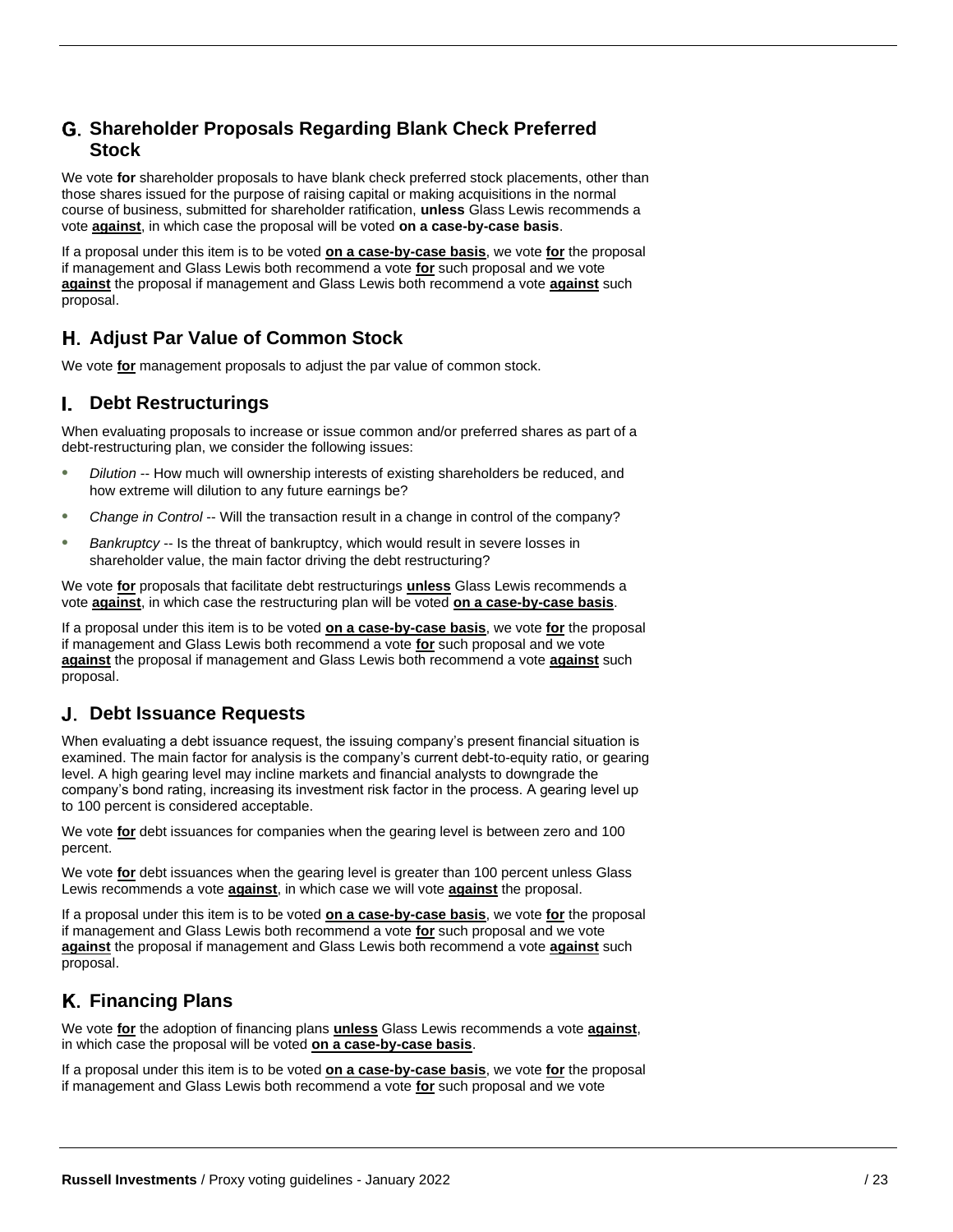## G. Shareholder Proposals Regarding Blank Check Preferred Stock

We vote **for** shareholder proposals to have blank check preferred stock placements, other than those shares issued for the purpose of raising capital or making acquisitions in the normal course of business, submitted for shareholder ratification, **unless** Glass Lewis recommends a vote **against**, in which case the proposal will be voted **on a case-by-case basis**.

If a proposal under this item is to be voted **on a case-by-case basis**, we vote **for** the proposal if management and Glass Lewis both recommend a vote **for** such proposal and we vote **against** the proposal if management and Glass Lewis both recommend a vote **against** such proposal.

## H. Adjust Par Value of Common Stock

We vote **for** management proposals to adjust the par value of common stock.

## I. Debt Restructurings

When evaluating proposals to increase or issue common and/or preferred shares as part of a debt-restructuring plan, we consider the following issues:

- *Dilution* -- How much will ownership interests of existing shareholders be reduced, and how extreme will dilution to any future earnings be?
- *Change in Control* -- Will the transaction result in a change in control of the company?
- *Bankruptcy* -- Is the threat of bankruptcy, which would result in severe losses in shareholder value, the main factor driving the debt restructuring?

We vote **for** proposals that facilitate debt restructurings **unless** Glass Lewis recommends a vote **against**, in which case the restructuring plan will be voted **on a case-by-case basis**.

If a proposal under this item is to be voted **on a case-by-case basis**, we vote **for** the proposal if management and Glass Lewis both recommend a vote **for** such proposal and we vote **against** the proposal if management and Glass Lewis both recommend a vote **against** such proposal.

## J. Debt Issuance Requests

When evaluating a debt issuance request, the issuing company's present financial situation is examined. The main factor for analysis is the company's current debt-to-equity ratio, or gearing level. A high gearing level may incline markets and financial analysts to downgrade the company's bond rating, increasing its investment risk factor in the process. A gearing level up to 100 percent is considered acceptable.

We vote **for** debt issuances for companies when the gearing level is between zero and 100 percent.

We vote **for** debt issuances when the gearing level is greater than 100 percent unless Glass Lewis recommends a vote **against**, in which case we will vote **against** the proposal.

If a proposal under this item is to be voted **on a case-by-case basis**, we vote **for** the proposal if management and Glass Lewis both recommend a vote **for** such proposal and we vote **against** the proposal if management and Glass Lewis both recommend a vote **against** such proposal.

## K. Financing Plans

We vote **for** the adoption of financing plans **unless** Glass Lewis recommends a vote **against**, in which case the proposal will be voted **on a case-by-case basis**.

If a proposal under this item is to be voted **on a case-by-case basis**, we vote **for** the proposal if management and Glass Lewis both recommend a vote **for** such proposal and we vote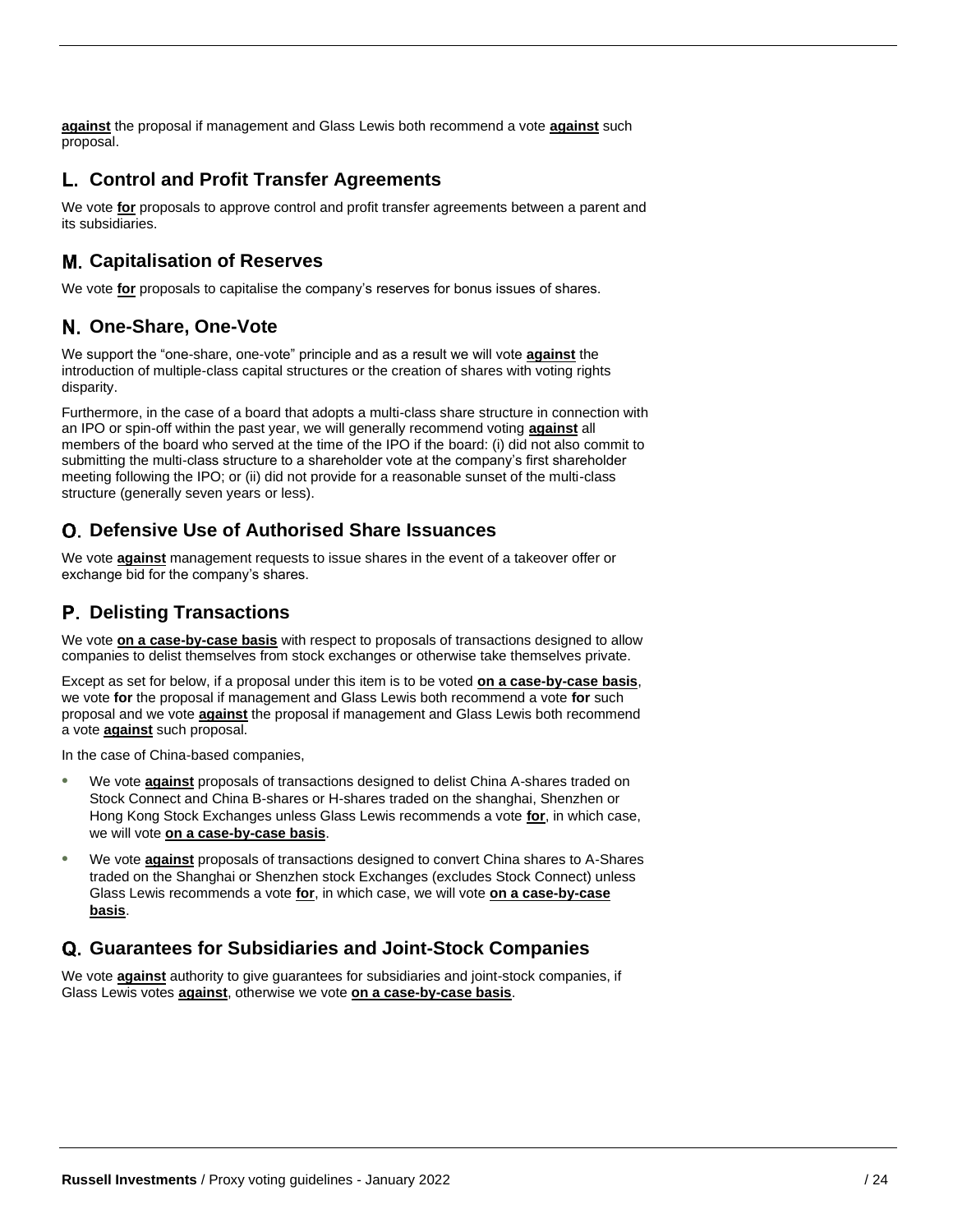**against** the proposal if management and Glass Lewis both recommend a vote **against** such proposal.

## L. Control and Profit Transfer Agreements

We vote **for** proposals to approve control and profit transfer agreements between a parent and its subsidiaries.

## M. Capitalisation of Reserves

We vote **for** proposals to capitalise the company's reserves for bonus issues of shares.

## N. One-Share, One-Vote

We support the "one-share, one-vote" principle and as a result we will vote **against** the introduction of multiple-class capital structures or the creation of shares with voting rights disparity.

Furthermore, in the case of a board that adopts a multi-class share structure in connection with an IPO or spin-off within the past year, we will generally recommend voting **against** all members of the board who served at the time of the IPO if the board: (i) did not also commit to submitting the multi-class structure to a shareholder vote at the company's first shareholder meeting following the IPO; or (ii) did not provide for a reasonable sunset of the multi-class structure (generally seven years or less).

## O. Defensive Use of Authorised Share Issuances

We vote **against** management requests to issue shares in the event of a takeover offer or exchange bid for the company's shares.

## P. Delisting Transactions

We vote **on a case-by-case basis** with respect to proposals of transactions designed to allow companies to delist themselves from stock exchanges or otherwise take themselves private.

Except as set for below, if a proposal under this item is to be voted **on a case-by-case basis**, we vote **for** the proposal if management and Glass Lewis both recommend a vote **for** such proposal and we vote **against** the proposal if management and Glass Lewis both recommend a vote **against** such proposal.

In the case of China-based companies,

- We vote **against** proposals of transactions designed to delist China A-shares traded on Stock Connect and China B-shares or H-shares traded on the shanghai, Shenzhen or Hong Kong Stock Exchanges unless Glass Lewis recommends a vote **for**, in which case, we will vote **on a case-by-case basis**.
- We vote **against** proposals of transactions designed to convert China shares to A-Shares traded on the Shanghai or Shenzhen stock Exchanges (excludes Stock Connect) unless Glass Lewis recommends a vote **for**, in which case, we will vote **on a case-by-case basis**.

## Q. Guarantees for Subsidiaries and Joint-Stock Companies

We vote **against** authority to give guarantees for subsidiaries and joint-stock companies, if Glass Lewis votes **against**, otherwise we vote **on a case-by-case basis**.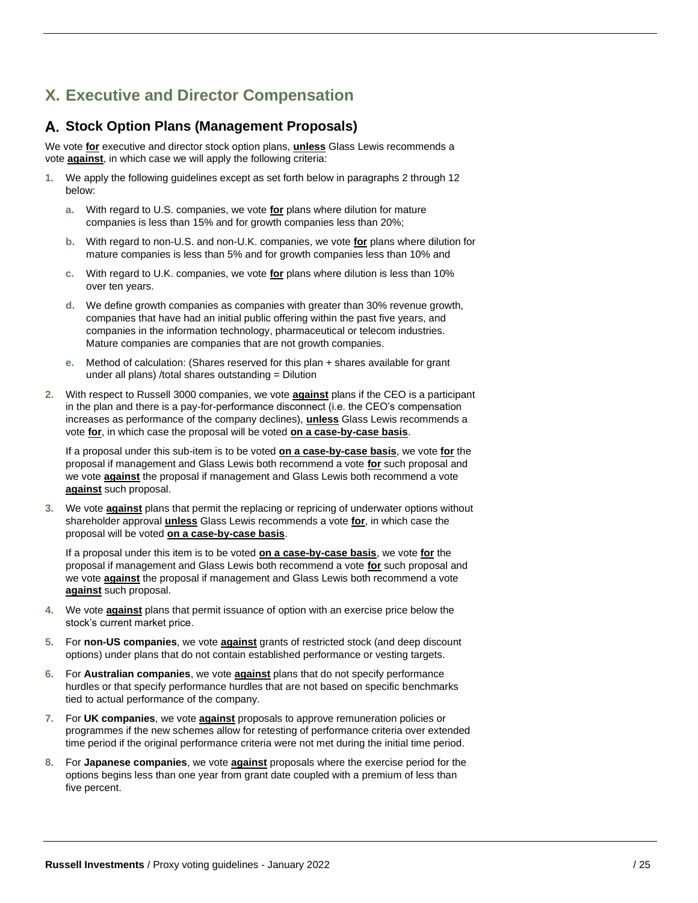# X. Executive and Director Compensation

## A. Stock Option Plans (Management Proposals)

We vote **for** executive and director stock option plans, **unless** Glass Lewis recommends a vote **against**, in which case we will apply the following criteria:

1. We apply the following guidelines except as set forth below in paragraphs 2 through 12 below:

   a. With regard to U.S. companies, we vote **for** plans where dilution for mature companies is less than 15% and for growth companies less than 20%;

   b. With regard to non-U.S. and non-U.K. companies, we vote **for** plans where dilution for mature companies is less than 5% and for growth companies less than 10% and

   c. With regard to U.K. companies, we vote **for** plans where dilution is less than 10% over ten years.

   d. We define growth companies as companies with greater than 30% revenue growth, companies that have had an initial public offering within the past five years, and companies in the information technology, pharmaceutical or telecom industries. Mature companies are companies that are not growth companies.

   e. Method of calculation: (Shares reserved for this plan + shares available for grant under all plans) /total shares outstanding = Dilution

2. With respect to Russell 3000 companies, we vote **against** plans if the CEO is a participant in the plan and there is a pay-for-performance disconnect (i.e. the CEO's compensation increases as performance of the company declines), **unless** Glass Lewis recommends a vote **for**, in which case the proposal will be voted **on a case-by-case basis**.

   If a proposal under this sub-item is to be voted **on a case-by-case basis**, we vote **for** the proposal if management and Glass Lewis both recommend a vote **for** such proposal and we vote **against** the proposal if management and Glass Lewis both recommend a vote **against** such proposal.

3. We vote **against** plans that permit the replacing or repricing of underwater options without shareholder approval **unless** Glass Lewis recommends a vote **for**, in which case the proposal will be voted **on a case-by-case basis**.

   If a proposal under this item is to be voted **on a case-by-case basis**, we vote **for** the proposal if management and Glass Lewis both recommend a vote **for** such proposal and we vote **against** the proposal if management and Glass Lewis both recommend a vote **against** such proposal.

4. We vote **against** plans that permit issuance of option with an exercise price below the stock's current market price.

5. For **non-US companies**, we vote **against** grants of restricted stock (and deep discount options) under plans that do not contain established performance or vesting targets.

6. For **Australian companies**, we vote **against** plans that do not specify performance hurdles or that specify performance hurdles that are not based on specific benchmarks tied to actual performance of the company.

7. For **UK companies**, we vote **against** proposals to approve remuneration policies or programmes if the new schemes allow for retesting of performance criteria over extended time period if the original performance criteria were not met during the initial time period.

8. For **Japanese companies**, we vote **against** proposals where the exercise period for the options begins less than one year from grant date coupled with a premium of less than five percent.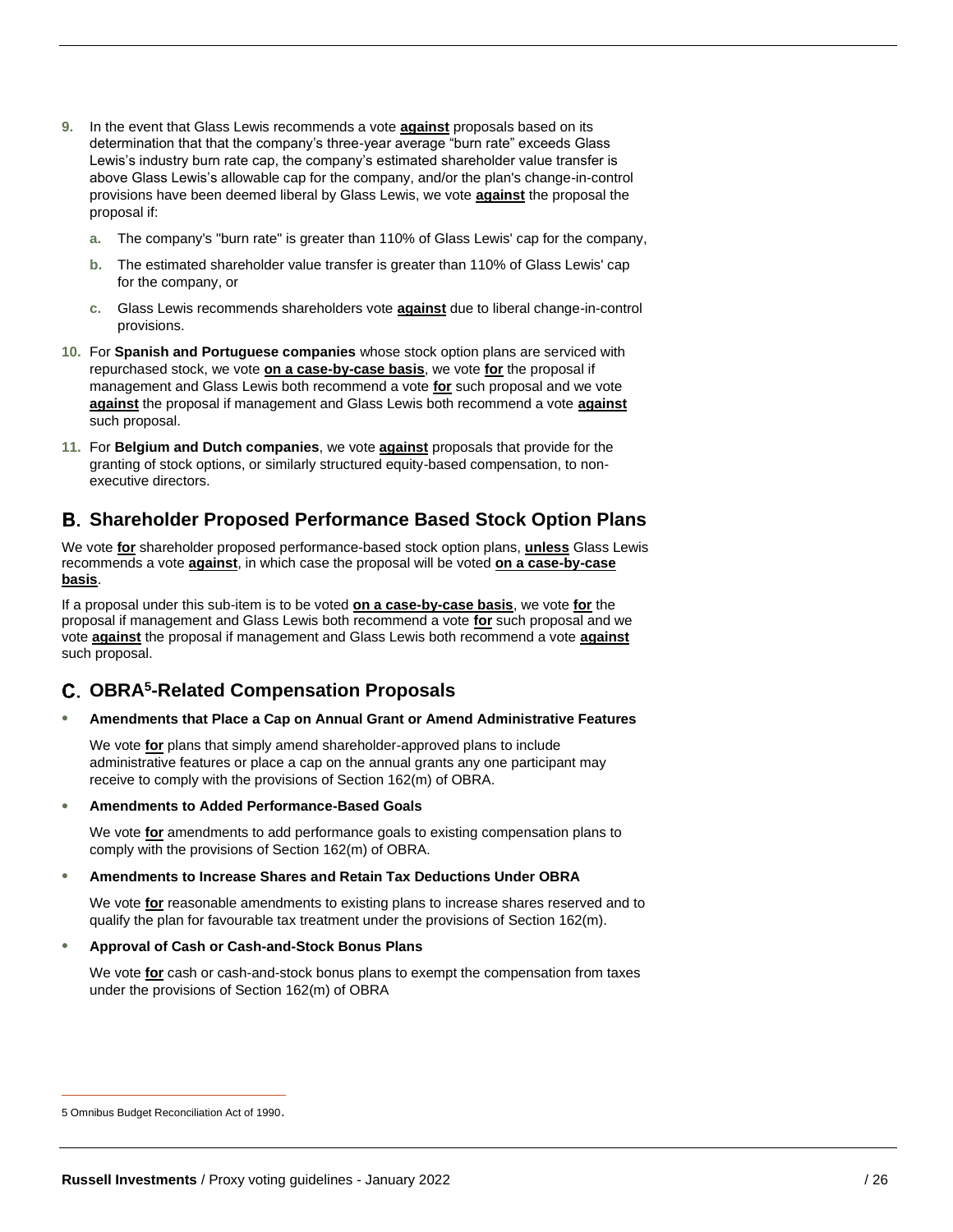9. In the event that Glass Lewis recommends a vote **against** proposals based on its determination that that the company's three-year average "burn rate" exceeds Glass Lewis's industry burn rate cap, the company's estimated shareholder value transfer is above Glass Lewis's allowable cap for the company, and/or the plan's change-in-control provisions have been deemed liberal by Glass Lewis, we vote **against** the proposal the proposal if:

    a. The company's "burn rate" is greater than 110% of Glass Lewis' cap for the company,

    b. The estimated shareholder value transfer is greater than 110% of Glass Lewis' cap for the company, or

    c. Glass Lewis recommends shareholders vote **against** due to liberal change-in-control provisions.

10. For **Spanish and Portuguese companies** whose stock option plans are serviced with repurchased stock, we vote **on a case-by-case basis**, we vote **for** the proposal if management and Glass Lewis both recommend a vote **for** such proposal and we vote **against** the proposal if management and Glass Lewis both recommend a vote **against** such proposal.

11. For **Belgium and Dutch companies**, we vote **against** proposals that provide for the granting of stock options, or similarly structured equity-based compensation, to non-executive directors.

## B. Shareholder Proposed Performance Based Stock Option Plans

We vote **for** shareholder proposed performance-based stock option plans, **unless** Glass Lewis recommends a vote **against**, in which case the proposal will be voted **on a case-by-case basis**.

If a proposal under this sub-item is to be voted **on a case-by-case basis**, we vote **for** the proposal if management and Glass Lewis both recommend a vote **for** such proposal and we vote **against** the proposal if management and Glass Lewis both recommend a vote **against** such proposal.

## C. OBRA[5]-Related Compensation Proposals

- **Amendments that Place a Cap on Annual Grant or Amend Administrative Features**

  We vote **for** plans that simply amend shareholder-approved plans to include administrative features or place a cap on the annual grants any one participant may receive to comply with the provisions of Section 162(m) of OBRA.

- **Amendments to Added Performance-Based Goals**

  We vote **for** amendments to add performance goals to existing compensation plans to comply with the provisions of Section 162(m) of OBRA.

- **Amendments to Increase Shares and Retain Tax Deductions Under OBRA**

  We vote **for** reasonable amendments to existing plans to increase shares reserved and to qualify the plan for favourable tax treatment under the provisions of Section 162(m).

- **Approval of Cash or Cash-and-Stock Bonus Plans**

  We vote **for** cash or cash-and-stock bonus plans to exempt the compensation from taxes under the provisions of Section 162(m) of OBRA

---

5 Omnibus Budget Reconciliation Act of 1990.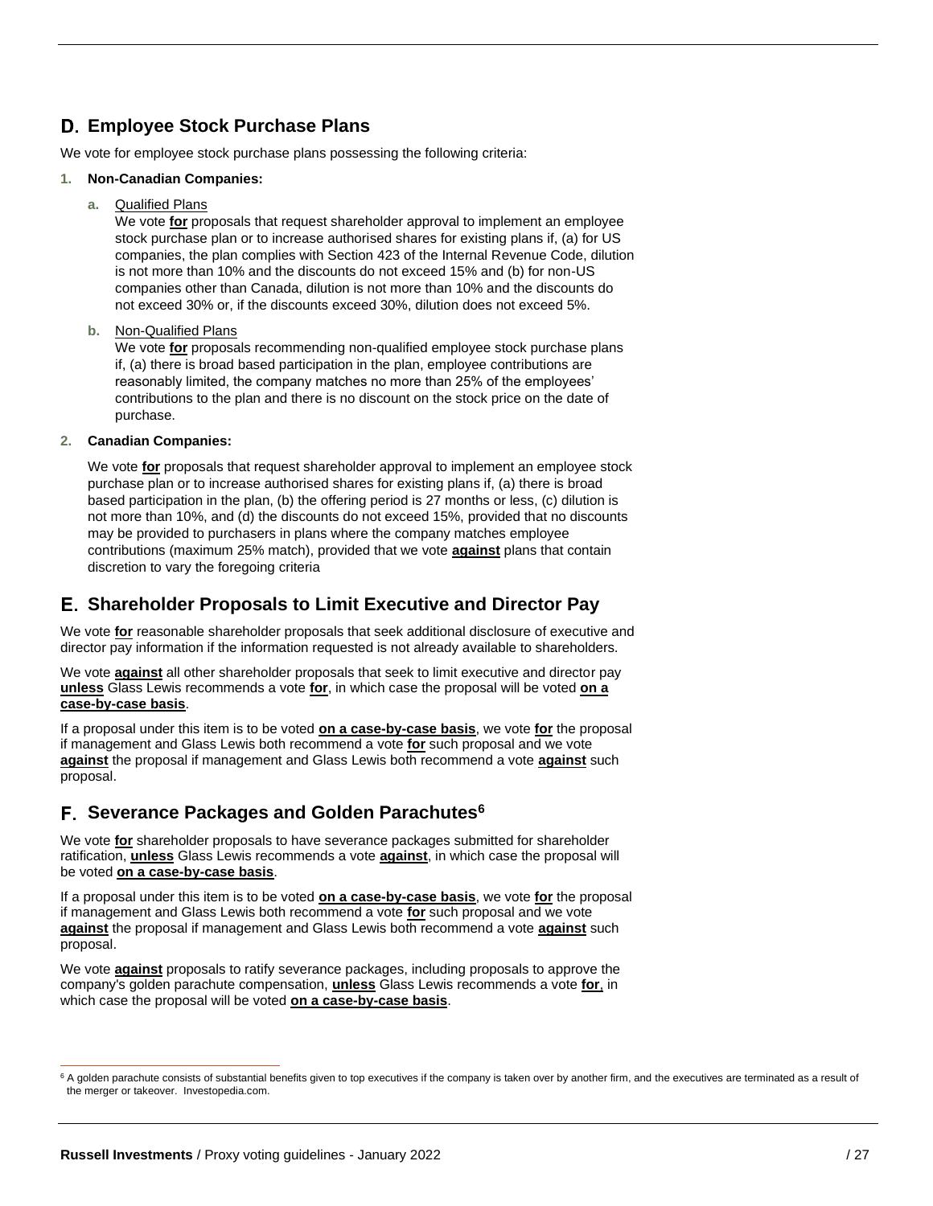## D. Employee Stock Purchase Plans

We vote for employee stock purchase plans possessing the following criteria:

1. **Non-Canadian Companies:**

   a. Qualified Plans
   We vote **for** proposals that request shareholder approval to implement an employee stock purchase plan or to increase authorised shares for existing plans if, (a) for US companies, the plan complies with Section 423 of the Internal Revenue Code, dilution is not more than 10% and the discounts do not exceed 15% and (b) for non-US companies other than Canada, dilution is not more than 10% and the discounts do not exceed 30% or, if the discounts exceed 30%, dilution does not exceed 5%.

   b. Non-Qualified Plans
   We vote **for** proposals recommending non-qualified employee stock purchase plans if, (a) there is broad based participation in the plan, employee contributions are reasonably limited, the company matches no more than 25% of the employees' contributions to the plan and there is no discount on the stock price on the date of purchase.

2. **Canadian Companies:**

   We vote **for** proposals that request shareholder approval to implement an employee stock purchase plan or to increase authorised shares for existing plans if, (a) there is broad based participation in the plan, (b) the offering period is 27 months or less, (c) dilution is not more than 10%, and (d) the discounts do not exceed 15%, provided that no discounts may be provided to purchasers in plans where the company matches employee contributions (maximum 25% match), provided that we vote **against** plans that contain discretion to vary the foregoing criteria

## E. Shareholder Proposals to Limit Executive and Director Pay

We vote **for** reasonable shareholder proposals that seek additional disclosure of executive and director pay information if the information requested is not already available to shareholders.

We vote **against** all other shareholder proposals that seek to limit executive and director pay **unless** Glass Lewis recommends a vote **for**, in which case the proposal will be voted **on a case-by-case basis**.

If a proposal under this item is to be voted **on a case-by-case basis**, we vote **for** the proposal if management and Glass Lewis both recommend a vote **for** such proposal and we vote **against** the proposal if management and Glass Lewis both recommend a vote **against** such proposal.

## F. Severance Packages and Golden Parachutes[6]

We vote **for** shareholder proposals to have severance packages submitted for shareholder ratification, **unless** Glass Lewis recommends a vote **against**, in which case the proposal will be voted **on a case-by-case basis**.

If a proposal under this item is to be voted **on a case-by-case basis**, we vote **for** the proposal if management and Glass Lewis both recommend a vote **for** such proposal and we vote **against** the proposal if management and Glass Lewis both recommend a vote **against** such proposal.

We vote **against** proposals to ratify severance packages, including proposals to approve the company's golden parachute compensation, **unless** Glass Lewis recommends a vote **for**, in which case the proposal will be voted **on a case-by-case basis**.

---

[6] A golden parachute consists of substantial benefits given to top executives if the company is taken over by another firm, and the executives are terminated as a result of the merger or takeover. Investopedia.com.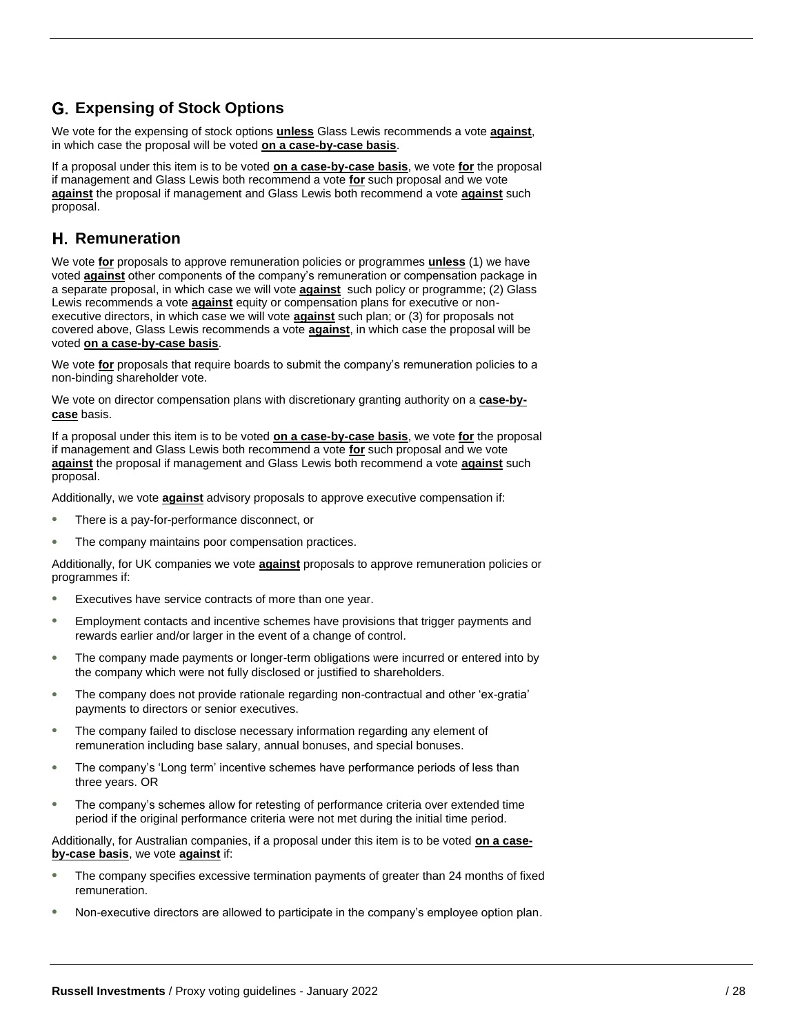## G. Expensing of Stock Options

We vote for the expensing of stock options **unless** Glass Lewis recommends a vote **against**, in which case the proposal will be voted **on a case-by-case basis**.

If a proposal under this item is to be voted **on a case-by-case basis**, we vote **for** the proposal if management and Glass Lewis both recommend a vote **for** such proposal and we vote **against** the proposal if management and Glass Lewis both recommend a vote **against** such proposal.

## H. Remuneration

We vote **for** proposals to approve remuneration policies or programmes **unless** (1) we have voted **against** other components of the company's remuneration or compensation package in a separate proposal, in which case we will vote **against** such policy or programme; (2) Glass Lewis recommends a vote **against** equity or compensation plans for executive or non-executive directors, in which case we will vote **against** such plan; or (3) for proposals not covered above, Glass Lewis recommends a vote **against**, in which case the proposal will be voted **on a case-by-case basis**.

We vote **for** proposals that require boards to submit the company's remuneration policies to a non-binding shareholder vote.

We vote on director compensation plans with discretionary granting authority on a **case-by-case** basis.

If a proposal under this item is to be voted **on a case-by-case basis**, we vote **for** the proposal if management and Glass Lewis both recommend a vote **for** such proposal and we vote **against** the proposal if management and Glass Lewis both recommend a vote **against** such proposal.

Additionally, we vote **against** advisory proposals to approve executive compensation if:

- There is a pay-for-performance disconnect, or
- The company maintains poor compensation practices.

Additionally, for UK companies we vote **against** proposals to approve remuneration policies or programmes if:

- Executives have service contracts of more than one year.
- Employment contacts and incentive schemes have provisions that trigger payments and rewards earlier and/or larger in the event of a change of control.
- The company made payments or longer-term obligations were incurred or entered into by the company which were not fully disclosed or justified to shareholders.
- The company does not provide rationale regarding non-contractual and other 'ex-gratia' payments to directors or senior executives.
- The company failed to disclose necessary information regarding any element of remuneration including base salary, annual bonuses, and special bonuses.
- The company's 'Long term' incentive schemes have performance periods of less than three years. OR
- The company's schemes allow for retesting of performance criteria over extended time period if the original performance criteria were not met during the initial time period.

Additionally, for Australian companies, if a proposal under this item is to be voted **on a case-by-case basis**, we vote **against** if:

- The company specifies excessive termination payments of greater than 24 months of fixed remuneration.
- Non-executive directors are allowed to participate in the company's employee option plan.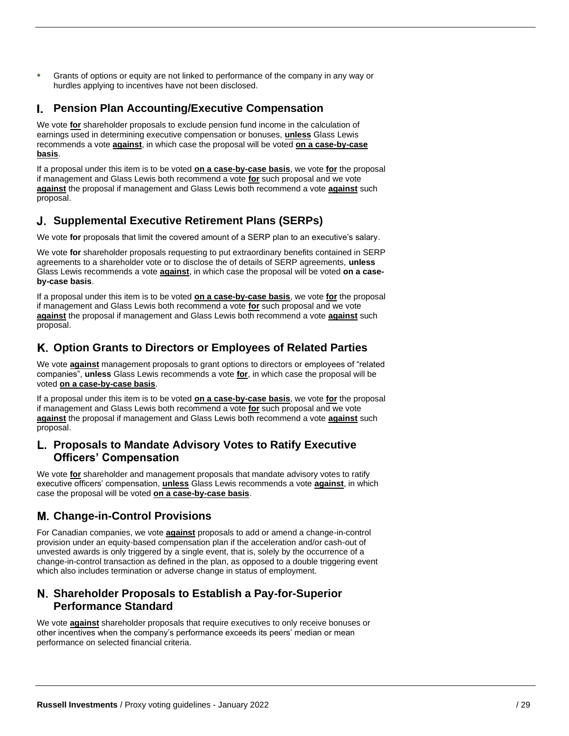- Grants of options or equity are not linked to performance of the company in any way or hurdles applying to incentives have not been disclosed.

## I. Pension Plan Accounting/Executive Compensation

We vote **for** shareholder proposals to exclude pension fund income in the calculation of earnings used in determining executive compensation or bonuses, **unless** Glass Lewis recommends a vote **against**, in which case the proposal will be voted **on a case-by-case basis**.

If a proposal under this item is to be voted **on a case-by-case basis**, we vote **for** the proposal if management and Glass Lewis both recommend a vote **for** such proposal and we vote **against** the proposal if management and Glass Lewis both recommend a vote **against** such proposal.

## J. Supplemental Executive Retirement Plans (SERPs)

We vote **for** proposals that limit the covered amount of a SERP plan to an executive's salary.

We vote **for** shareholder proposals requesting to put extraordinary benefits contained in SERP agreements to a shareholder vote or to disclose the of details of SERP agreements, **unless** Glass Lewis recommends a vote **against**, in which case the proposal will be voted **on a case-by-case basis**.

If a proposal under this item is to be voted **on a case-by-case basis**, we vote **for** the proposal if management and Glass Lewis both recommend a vote **for** such proposal and we vote **against** the proposal if management and Glass Lewis both recommend a vote **against** such proposal.

## K. Option Grants to Directors or Employees of Related Parties

We vote **against** management proposals to grant options to directors or employees of "related companies", **unless** Glass Lewis recommends a vote **for**, in which case the proposal will be voted **on a case-by-case basis**.

If a proposal under this item is to be voted **on a case-by-case basis**, we vote **for** the proposal if management and Glass Lewis both recommend a vote **for** such proposal and we vote **against** the proposal if management and Glass Lewis both recommend a vote **against** such proposal.

## L. Proposals to Mandate Advisory Votes to Ratify Executive Officers' Compensation

We vote **for** shareholder and management proposals that mandate advisory votes to ratify executive officers' compensation, **unless** Glass Lewis recommends a vote **against**, in which case the proposal will be voted **on a case-by-case basis**.

## M. Change-in-Control Provisions

For Canadian companies, we vote **against** proposals to add or amend a change-in-control provision under an equity-based compensation plan if the acceleration and/or cash-out of unvested awards is only triggered by a single event, that is, solely by the occurrence of a change-in-control transaction as defined in the plan, as opposed to a double triggering event which also includes termination or adverse change in status of employment.

## N. Shareholder Proposals to Establish a Pay-for-Superior Performance Standard

We vote **against** shareholder proposals that require executives to only receive bonuses or other incentives when the company's performance exceeds its peers' median or mean performance on selected financial criteria.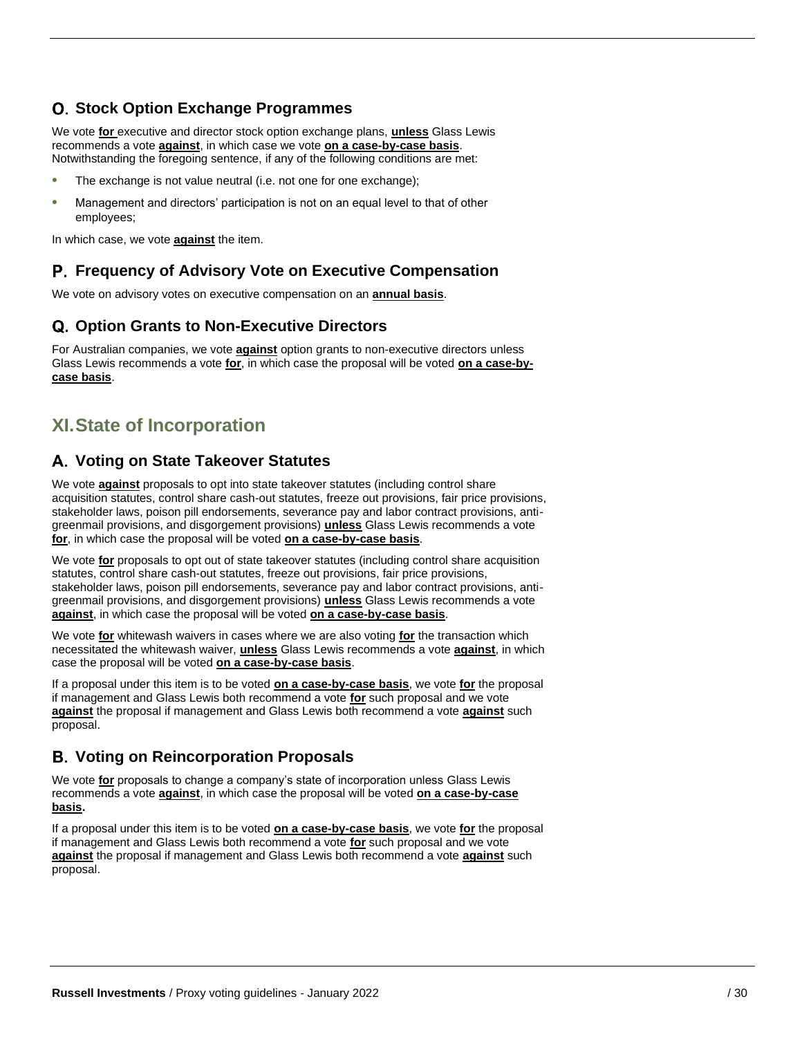## O. Stock Option Exchange Programmes

We vote **for** executive and director stock option exchange plans, **unless** Glass Lewis recommends a vote **against**, in which case we vote **on a case-by-case basis**. Notwithstanding the foregoing sentence, if any of the following conditions are met:

- The exchange is not value neutral (i.e. not one for one exchange);
- Management and directors' participation is not on an equal level to that of other employees;

In which case, we vote **against** the item.

## P. Frequency of Advisory Vote on Executive Compensation

We vote on advisory votes on executive compensation on an **annual basis**.

## Q. Option Grants to Non-Executive Directors

For Australian companies, we vote **against** option grants to non-executive directors unless Glass Lewis recommends a vote **for**, in which case the proposal will be voted **on a case-by-case basis**.

# XI. State of Incorporation

## A. Voting on State Takeover Statutes

We vote **against** proposals to opt into state takeover statutes (including control share acquisition statutes, control share cash-out statutes, freeze out provisions, fair price provisions, stakeholder laws, poison pill endorsements, severance pay and labor contract provisions, anti-greenmail provisions, and disgorgement provisions) **unless** Glass Lewis recommends a vote **for**, in which case the proposal will be voted **on a case-by-case basis**.

We vote **for** proposals to opt out of state takeover statutes (including control share acquisition statutes, control share cash-out statutes, freeze out provisions, fair price provisions, stakeholder laws, poison pill endorsements, severance pay and labor contract provisions, anti-greenmail provisions, and disgorgement provisions) **unless** Glass Lewis recommends a vote **against**, in which case the proposal will be voted **on a case-by-case basis**.

We vote **for** whitewash waivers in cases where we are also voting **for** the transaction which necessitated the whitewash waiver, **unless** Glass Lewis recommends a vote **against**, in which case the proposal will be voted **on a case-by-case basis**.

If a proposal under this item is to be voted **on a case-by-case basis**, we vote **for** the proposal if management and Glass Lewis both recommend a vote **for** such proposal and we vote **against** the proposal if management and Glass Lewis both recommend a vote **against** such proposal.

## B. Voting on Reincorporation Proposals

We vote **for** proposals to change a company's state of incorporation unless Glass Lewis recommends a vote **against**, in which case the proposal will be voted **on a case-by-case basis.**

If a proposal under this item is to be voted **on a case-by-case basis**, we vote **for** the proposal if management and Glass Lewis both recommend a vote **for** such proposal and we vote **against** the proposal if management and Glass Lewis both recommend a vote **against** such proposal.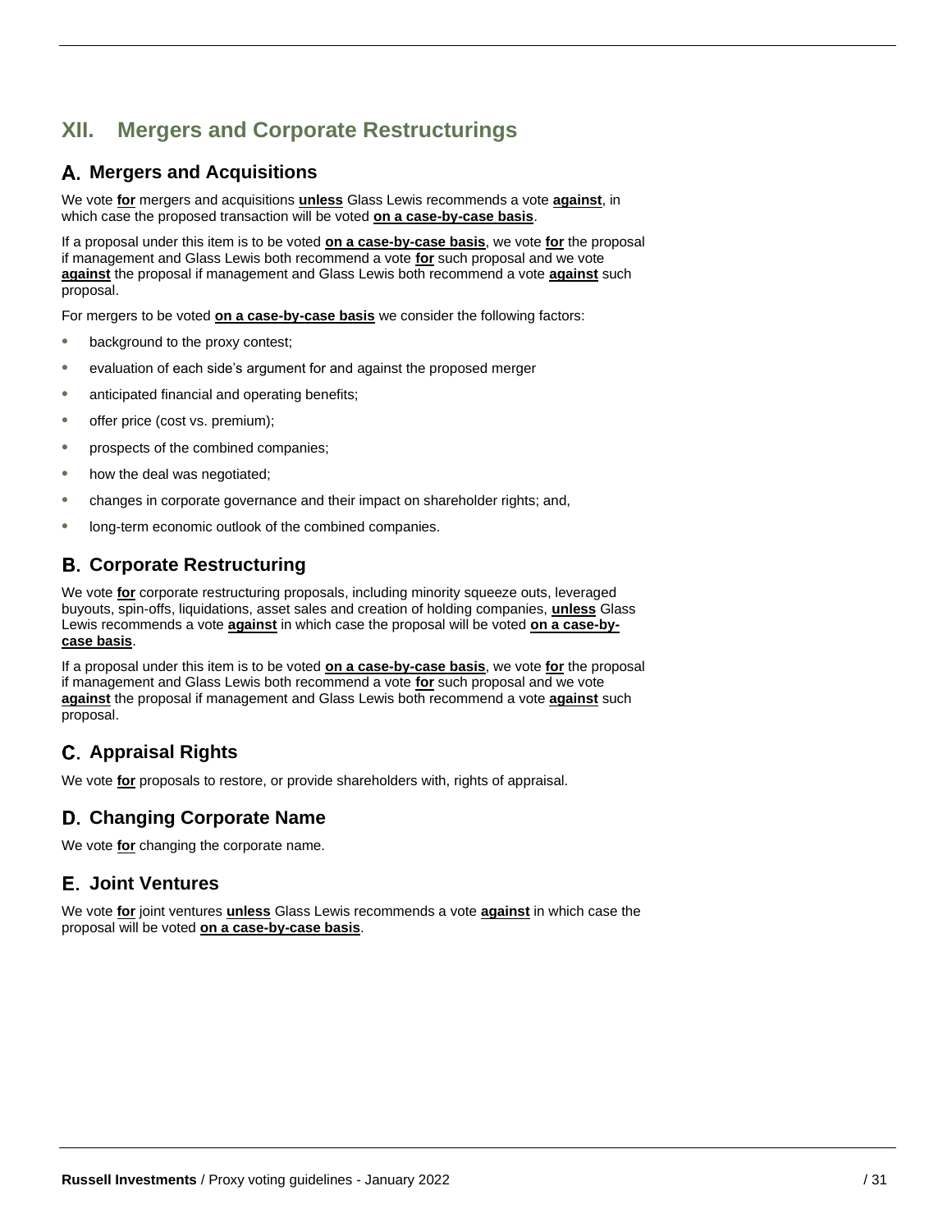# XII. Mergers and Corporate Restructurings

## A. Mergers and Acquisitions

We vote **for** mergers and acquisitions **unless** Glass Lewis recommends a vote **against**, in which case the proposed transaction will be voted **on a case-by-case basis**.

If a proposal under this item is to be voted **on a case-by-case basis**, we vote **for** the proposal if management and Glass Lewis both recommend a vote **for** such proposal and we vote **against** the proposal if management and Glass Lewis both recommend a vote **against** such proposal.

For mergers to be voted **on a case-by-case basis** we consider the following factors:

- background to the proxy contest;
- evaluation of each side's argument for and against the proposed merger
- anticipated financial and operating benefits;
- offer price (cost vs. premium);
- prospects of the combined companies;
- how the deal was negotiated;
- changes in corporate governance and their impact on shareholder rights; and,
- long-term economic outlook of the combined companies.

## B. Corporate Restructuring

We vote **for** corporate restructuring proposals, including minority squeeze outs, leveraged buyouts, spin-offs, liquidations, asset sales and creation of holding companies, **unless** Glass Lewis recommends a vote **against** in which case the proposal will be voted **on a case-by-case basis**.

If a proposal under this item is to be voted **on a case-by-case basis**, we vote **for** the proposal if management and Glass Lewis both recommend a vote **for** such proposal and we vote **against** the proposal if management and Glass Lewis both recommend a vote **against** such proposal.

## C. Appraisal Rights

We vote **for** proposals to restore, or provide shareholders with, rights of appraisal.

## D. Changing Corporate Name

We vote **for** changing the corporate name.

## E. Joint Ventures

We vote **for** joint ventures **unless** Glass Lewis recommends a vote **against** in which case the proposal will be voted **on a case-by-case basis**.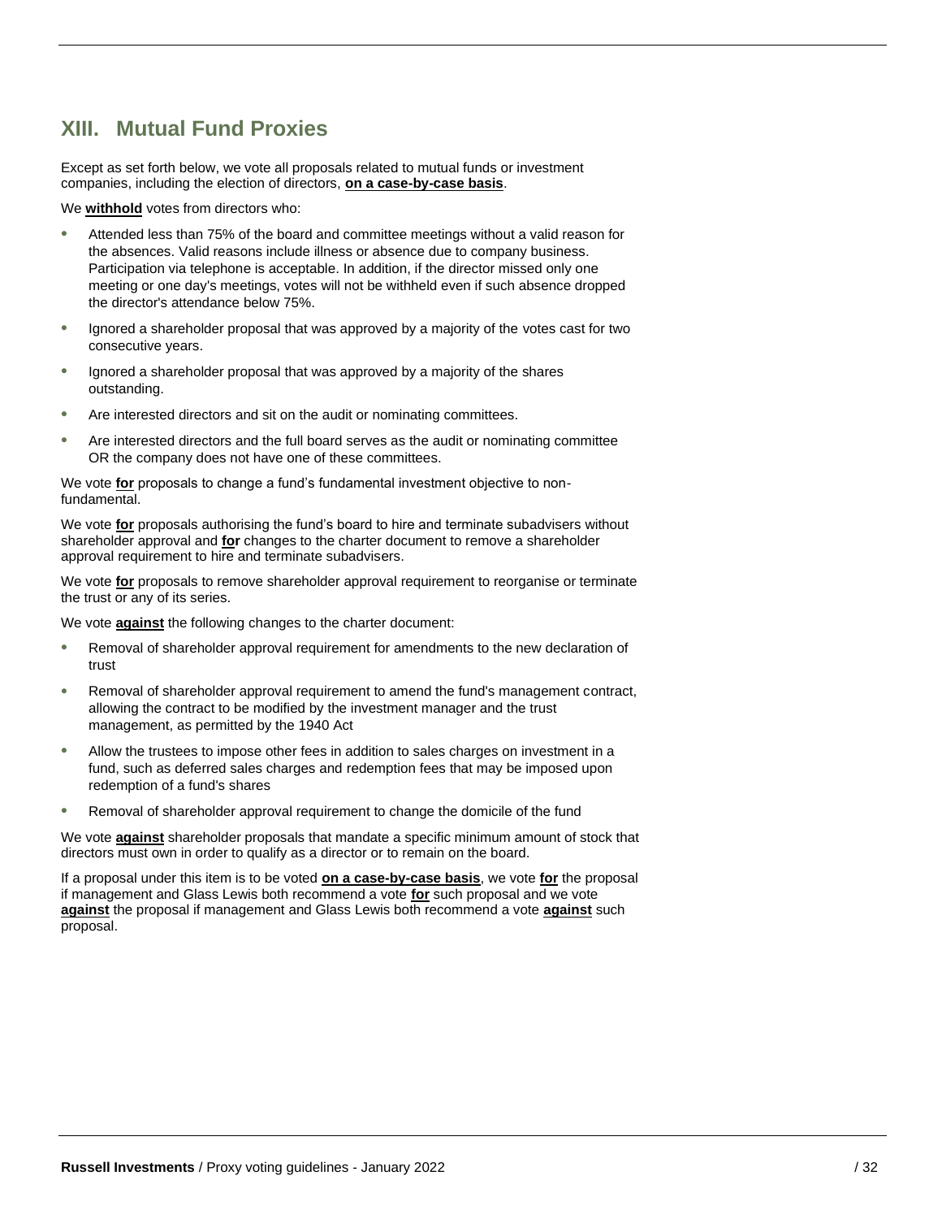## XIII. Mutual Fund Proxies

Except as set forth below, we vote all proposals related to mutual funds or investment companies, including the election of directors, **on a case-by-case basis**.

We **withhold** votes from directors who:

- Attended less than 75% of the board and committee meetings without a valid reason for the absences. Valid reasons include illness or absence due to company business. Participation via telephone is acceptable. In addition, if the director missed only one meeting or one day's meetings, votes will not be withheld even if such absence dropped the director's attendance below 75%.
- Ignored a shareholder proposal that was approved by a majority of the votes cast for two consecutive years.
- Ignored a shareholder proposal that was approved by a majority of the shares outstanding.
- Are interested directors and sit on the audit or nominating committees.
- Are interested directors and the full board serves as the audit or nominating committee OR the company does not have one of these committees.

We vote **for** proposals to change a fund's fundamental investment objective to non-fundamental.

We vote **for** proposals authorising the fund's board to hire and terminate subadvisers without shareholder approval and **for** changes to the charter document to remove a shareholder approval requirement to hire and terminate subadvisers.

We vote **for** proposals to remove shareholder approval requirement to reorganise or terminate the trust or any of its series.

We vote **against** the following changes to the charter document:

- Removal of shareholder approval requirement for amendments to the new declaration of trust
- Removal of shareholder approval requirement to amend the fund's management contract, allowing the contract to be modified by the investment manager and the trust management, as permitted by the 1940 Act
- Allow the trustees to impose other fees in addition to sales charges on investment in a fund, such as deferred sales charges and redemption fees that may be imposed upon redemption of a fund's shares
- Removal of shareholder approval requirement to change the domicile of the fund

We vote **against** shareholder proposals that mandate a specific minimum amount of stock that directors must own in order to qualify as a director or to remain on the board.

If a proposal under this item is to be voted **on a case-by-case basis**, we vote **for** the proposal if management and Glass Lewis both recommend a vote **for** such proposal and we vote **against** the proposal if management and Glass Lewis both recommend a vote **against** such proposal.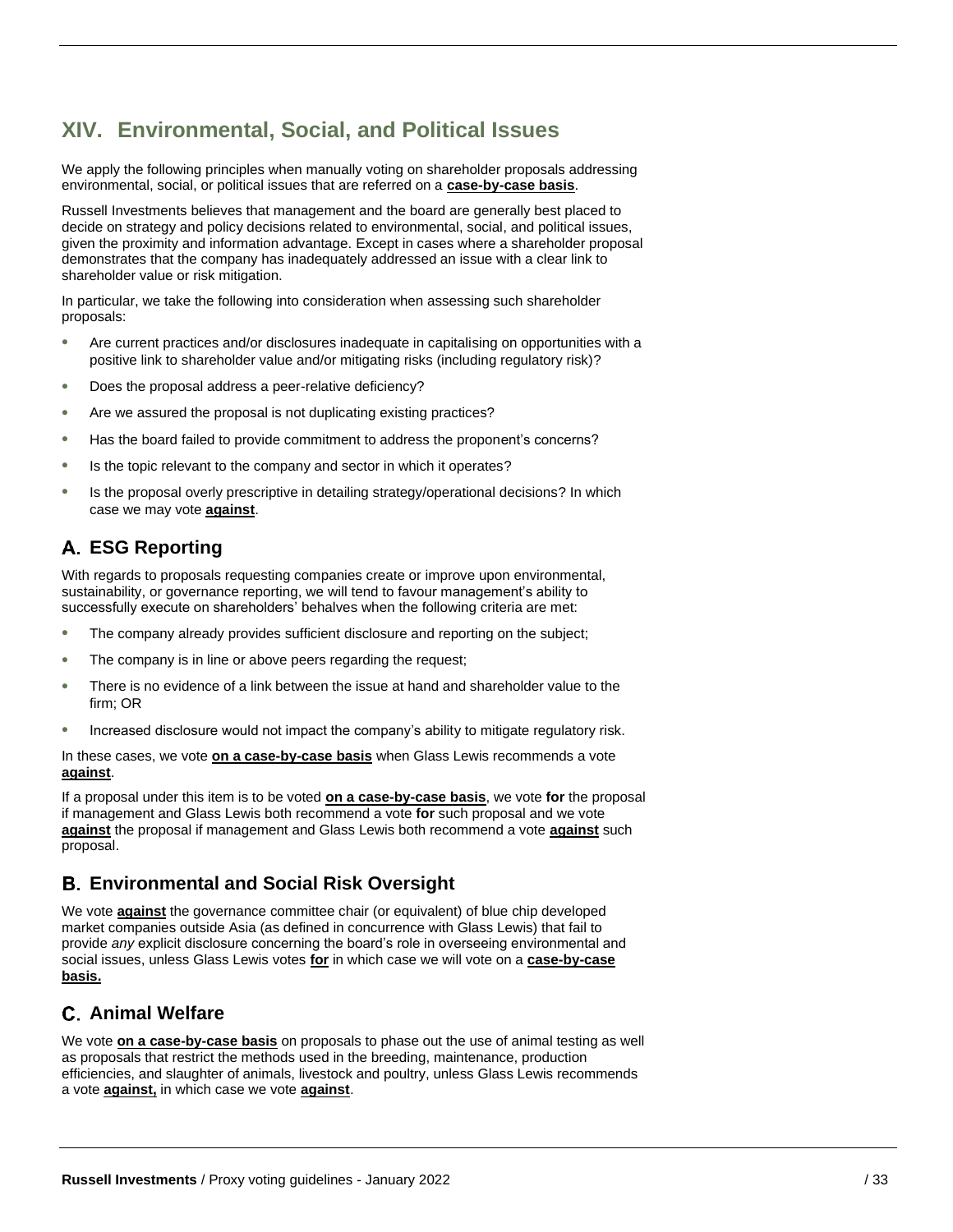# XIV. Environmental, Social, and Political Issues

We apply the following principles when manually voting on shareholder proposals addressing environmental, social, or political issues that are referred on a **case-by-case basis**.

Russell Investments believes that management and the board are generally best placed to decide on strategy and policy decisions related to environmental, social, and political issues, given the proximity and information advantage. Except in cases where a shareholder proposal demonstrates that the company has inadequately addressed an issue with a clear link to shareholder value or risk mitigation.

In particular, we take the following into consideration when assessing such shareholder proposals:

- Are current practices and/or disclosures inadequate in capitalising on opportunities with a positive link to shareholder value and/or mitigating risks (including regulatory risk)?
- Does the proposal address a peer-relative deficiency?
- Are we assured the proposal is not duplicating existing practices?
- Has the board failed to provide commitment to address the proponent's concerns?
- Is the topic relevant to the company and sector in which it operates?
- Is the proposal overly prescriptive in detailing strategy/operational decisions? In which case we may vote **against**.

## A. ESG Reporting

With regards to proposals requesting companies create or improve upon environmental, sustainability, or governance reporting, we will tend to favour management's ability to successfully execute on shareholders' behalves when the following criteria are met:

- The company already provides sufficient disclosure and reporting on the subject;
- The company is in line or above peers regarding the request;
- There is no evidence of a link between the issue at hand and shareholder value to the firm; OR
- Increased disclosure would not impact the company's ability to mitigate regulatory risk.

In these cases, we vote **on a case-by-case basis** when Glass Lewis recommends a vote **against**.

If a proposal under this item is to be voted **on a case-by-case basis**, we vote **for** the proposal if management and Glass Lewis both recommend a vote **for** such proposal and we vote **against** the proposal if management and Glass Lewis both recommend a vote **against** such proposal.

## B. Environmental and Social Risk Oversight

We vote **against** the governance committee chair (or equivalent) of blue chip developed market companies outside Asia (as defined in concurrence with Glass Lewis) that fail to provide *any* explicit disclosure concerning the board's role in overseeing environmental and social issues, unless Glass Lewis votes **for** in which case we will vote on a **case-by-case basis.**

## C. Animal Welfare

We vote **on a case-by-case basis** on proposals to phase out the use of animal testing as well as proposals that restrict the methods used in the breeding, maintenance, production efficiencies, and slaughter of animals, livestock and poultry, unless Glass Lewis recommends a vote **against,** in which case we vote **against**.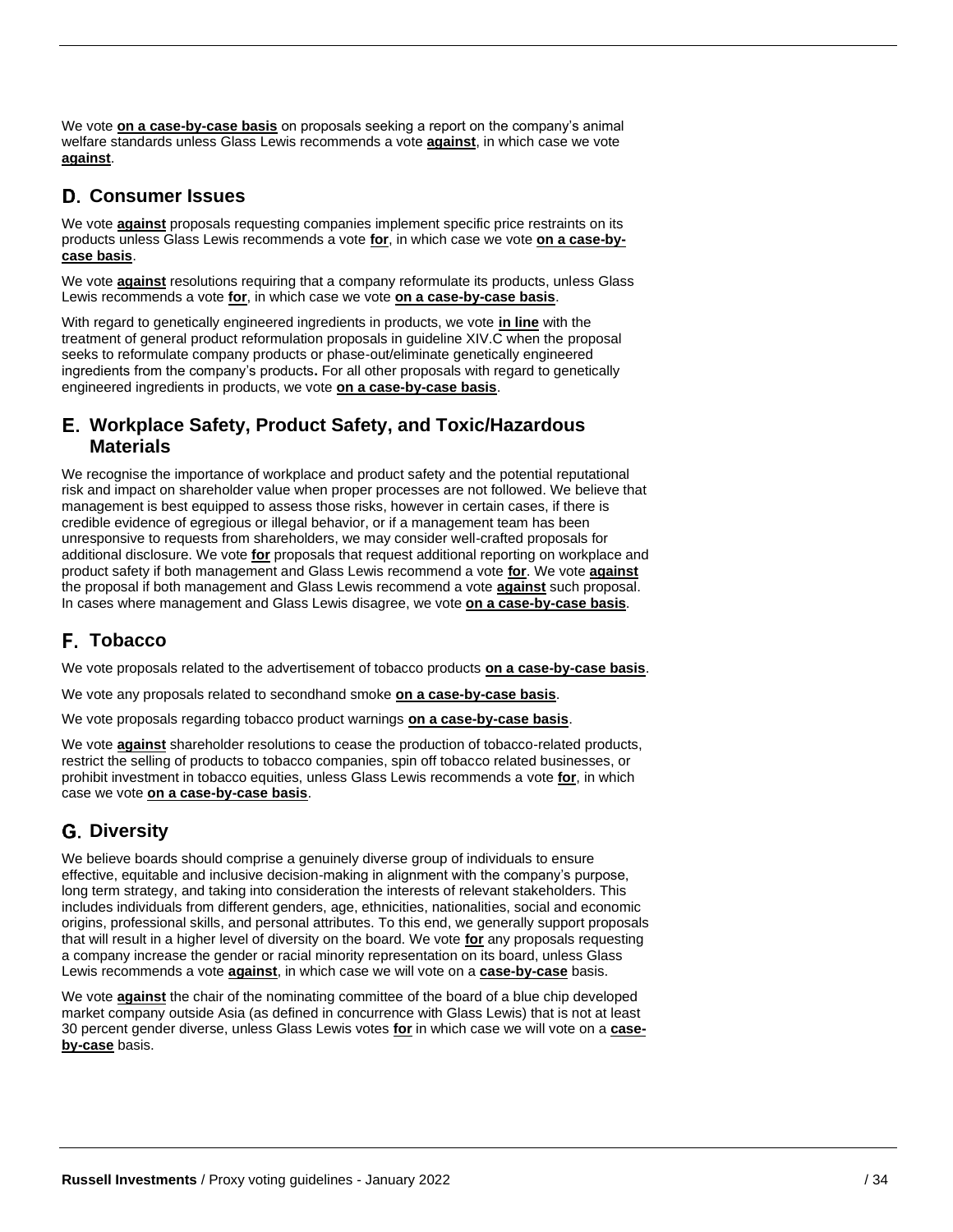We vote **on a case-by-case basis** on proposals seeking a report on the company's animal welfare standards unless Glass Lewis recommends a vote **against**, in which case we vote **against**.

## D. Consumer Issues

We vote **against** proposals requesting companies implement specific price restraints on its products unless Glass Lewis recommends a vote **for**, in which case we vote **on a case-by-case basis**.

We vote **against** resolutions requiring that a company reformulate its products, unless Glass Lewis recommends a vote **for**, in which case we vote **on a case-by-case basis**.

With regard to genetically engineered ingredients in products, we vote **in line** with the treatment of general product reformulation proposals in guideline XIV.C when the proposal seeks to reformulate company products or phase-out/eliminate genetically engineered ingredients from the company's products**.** For all other proposals with regard to genetically engineered ingredients in products, we vote **on a case-by-case basis**.

## E. Workplace Safety, Product Safety, and Toxic/Hazardous Materials

We recognise the importance of workplace and product safety and the potential reputational risk and impact on shareholder value when proper processes are not followed. We believe that management is best equipped to assess those risks, however in certain cases, if there is credible evidence of egregious or illegal behavior, or if a management team has been unresponsive to requests from shareholders, we may consider well-crafted proposals for additional disclosure. We vote **for** proposals that request additional reporting on workplace and product safety if both management and Glass Lewis recommend a vote **for**. We vote **against** the proposal if both management and Glass Lewis recommend a vote **against** such proposal. In cases where management and Glass Lewis disagree, we vote **on a case-by-case basis**.

## F. Tobacco

We vote proposals related to the advertisement of tobacco products **on a case-by-case basis**.

We vote any proposals related to secondhand smoke **on a case-by-case basis**.

We vote proposals regarding tobacco product warnings **on a case-by-case basis**.

We vote **against** shareholder resolutions to cease the production of tobacco-related products, restrict the selling of products to tobacco companies, spin off tobacco related businesses, or prohibit investment in tobacco equities, unless Glass Lewis recommends a vote **for**, in which case we vote **on a case-by-case basis**.

## G. Diversity

We believe boards should comprise a genuinely diverse group of individuals to ensure effective, equitable and inclusive decision-making in alignment with the company's purpose, long term strategy, and taking into consideration the interests of relevant stakeholders. This includes individuals from different genders, age, ethnicities, nationalities, social and economic origins, professional skills, and personal attributes. To this end, we generally support proposals that will result in a higher level of diversity on the board. We vote **for** any proposals requesting a company increase the gender or racial minority representation on its board, unless Glass Lewis recommends a vote **against**, in which case we will vote on a **case-by-case** basis.

We vote **against** the chair of the nominating committee of the board of a blue chip developed market company outside Asia (as defined in concurrence with Glass Lewis) that is not at least 30 percent gender diverse, unless Glass Lewis votes **for** in which case we will vote on a **case-by-case** basis.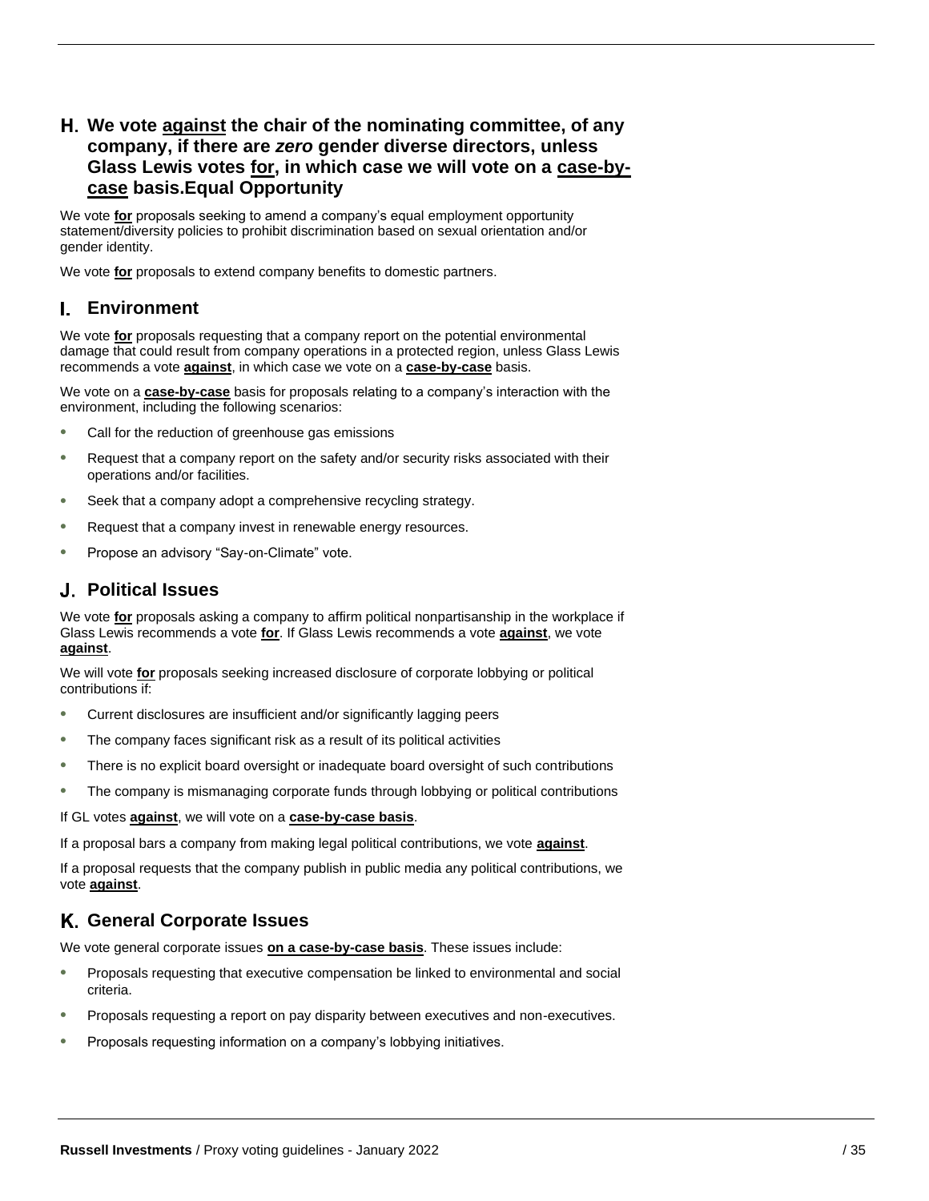## H. We vote against the chair of the nominating committee, of any company, if there are *zero* gender diverse directors, unless Glass Lewis votes for, in which case we will vote on a case-by-case basis.Equal Opportunity

We vote **for** proposals seeking to amend a company's equal employment opportunity statement/diversity policies to prohibit discrimination based on sexual orientation and/or gender identity.

We vote **for** proposals to extend company benefits to domestic partners.

## I. Environment

We vote **for** proposals requesting that a company report on the potential environmental damage that could result from company operations in a protected region, unless Glass Lewis recommends a vote **against**, in which case we vote on a **case-by-case** basis.

We vote on a **case-by-case** basis for proposals relating to a company's interaction with the environment, including the following scenarios:

- Call for the reduction of greenhouse gas emissions
- Request that a company report on the safety and/or security risks associated with their operations and/or facilities.
- Seek that a company adopt a comprehensive recycling strategy.
- Request that a company invest in renewable energy resources.
- Propose an advisory "Say-on-Climate" vote.

## J. Political Issues

We vote **for** proposals asking a company to affirm political nonpartisanship in the workplace if Glass Lewis recommends a vote **for**. If Glass Lewis recommends a vote **against**, we vote **against**.

We will vote **for** proposals seeking increased disclosure of corporate lobbying or political contributions if:

- Current disclosures are insufficient and/or significantly lagging peers
- The company faces significant risk as a result of its political activities
- There is no explicit board oversight or inadequate board oversight of such contributions
- The company is mismanaging corporate funds through lobbying or political contributions

If GL votes **against**, we will vote on a **case-by-case basis**.

If a proposal bars a company from making legal political contributions, we vote **against**.

If a proposal requests that the company publish in public media any political contributions, we vote **against**.

## K. General Corporate Issues

We vote general corporate issues **on a case-by-case basis**. These issues include:

- Proposals requesting that executive compensation be linked to environmental and social criteria.
- Proposals requesting a report on pay disparity between executives and non-executives.
- Proposals requesting information on a company's lobbying initiatives.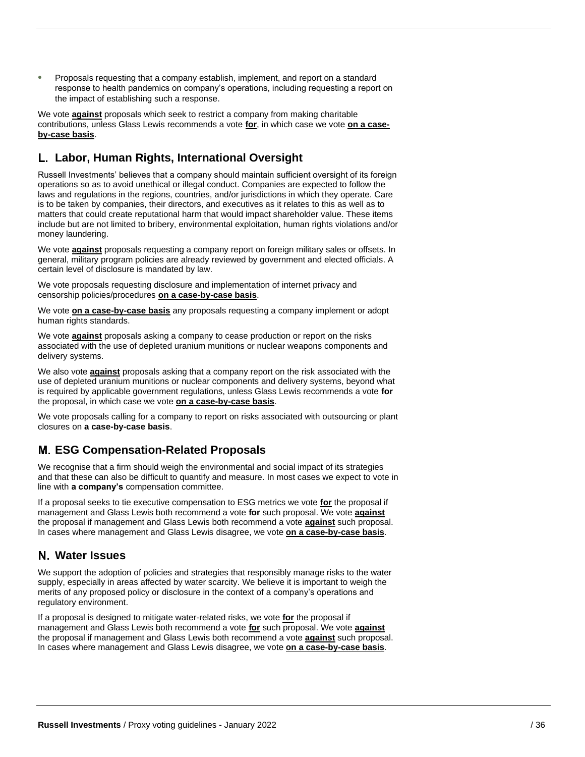- Proposals requesting that a company establish, implement, and report on a standard response to health pandemics on company's operations, including requesting a report on the impact of establishing such a response.

We vote **against** proposals which seek to restrict a company from making charitable contributions, unless Glass Lewis recommends a vote **for**, in which case we vote **on a case-by-case basis**.

## L. Labor, Human Rights, International Oversight

Russell Investments' believes that a company should maintain sufficient oversight of its foreign operations so as to avoid unethical or illegal conduct. Companies are expected to follow the laws and regulations in the regions, countries, and/or jurisdictions in which they operate. Care is to be taken by companies, their directors, and executives as it relates to this as well as to matters that could create reputational harm that would impact shareholder value. These items include but are not limited to bribery, environmental exploitation, human rights violations and/or money laundering.

We vote **against** proposals requesting a company report on foreign military sales or offsets. In general, military program policies are already reviewed by government and elected officials. A certain level of disclosure is mandated by law.

We vote proposals requesting disclosure and implementation of internet privacy and censorship policies/procedures **on a case-by-case basis**.

We vote **on a case-by-case basis** any proposals requesting a company implement or adopt human rights standards.

We vote **against** proposals asking a company to cease production or report on the risks associated with the use of depleted uranium munitions or nuclear weapons components and delivery systems.

We also vote **against** proposals asking that a company report on the risk associated with the use of depleted uranium munitions or nuclear components and delivery systems, beyond what is required by applicable government regulations, unless Glass Lewis recommends a vote **for** the proposal, in which case we vote **on a case-by-case basis**.

We vote proposals calling for a company to report on risks associated with outsourcing or plant closures on **a case-by-case basis**.

## M. ESG Compensation-Related Proposals

We recognise that a firm should weigh the environmental and social impact of its strategies and that these can also be difficult to quantify and measure. In most cases we expect to vote in line with **a company's** compensation committee.

If a proposal seeks to tie executive compensation to ESG metrics we vote **for** the proposal if management and Glass Lewis both recommend a vote **for** such proposal. We vote **against** the proposal if management and Glass Lewis both recommend a vote **against** such proposal. In cases where management and Glass Lewis disagree, we vote **on a case-by-case basis**.

## N. Water Issues

We support the adoption of policies and strategies that responsibly manage risks to the water supply, especially in areas affected by water scarcity. We believe it is important to weigh the merits of any proposed policy or disclosure in the context of a company's operations and regulatory environment.

If a proposal is designed to mitigate water-related risks, we vote **for** the proposal if management and Glass Lewis both recommend a vote **for** such proposal. We vote **against** the proposal if management and Glass Lewis both recommend a vote **against** such proposal. In cases where management and Glass Lewis disagree, we vote **on a case-by-case basis**.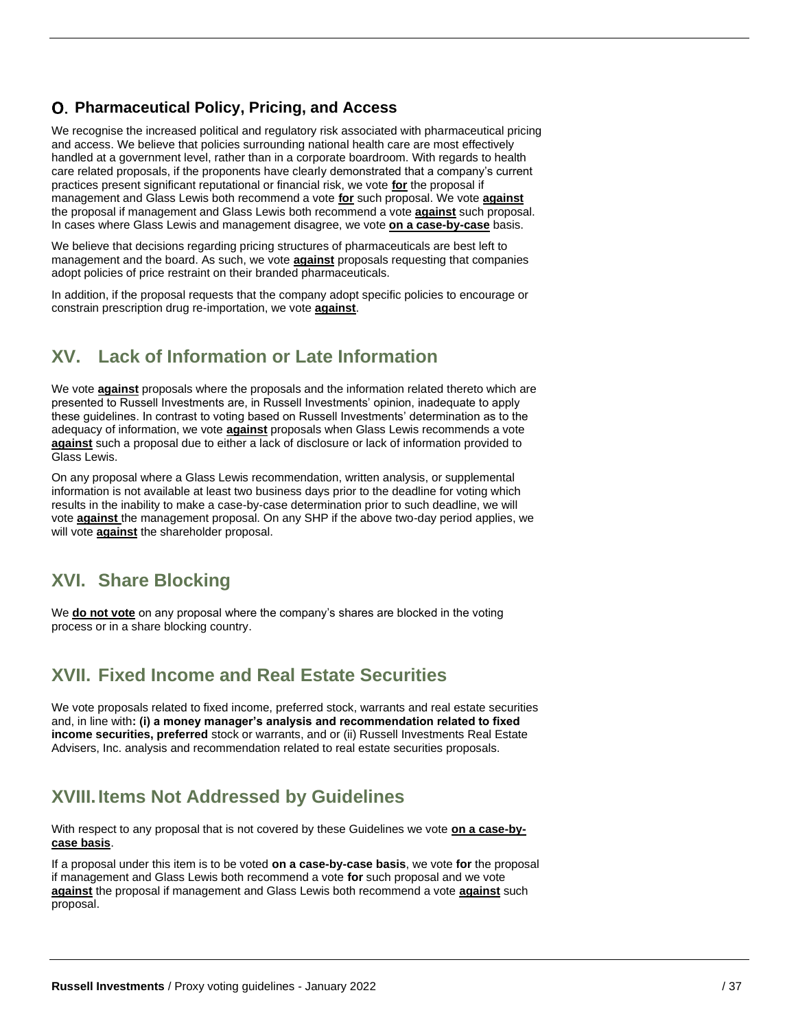### O. Pharmaceutical Policy, Pricing, and Access

We recognise the increased political and regulatory risk associated with pharmaceutical pricing and access. We believe that policies surrounding national health care are most effectively handled at a government level, rather than in a corporate boardroom. With regards to health care related proposals, if the proponents have clearly demonstrated that a company's current practices present significant reputational or financial risk, we vote **for** the proposal if management and Glass Lewis both recommend a vote **for** such proposal. We vote **against** the proposal if management and Glass Lewis both recommend a vote **against** such proposal. In cases where Glass Lewis and management disagree, we vote **on a case-by-case** basis.

We believe that decisions regarding pricing structures of pharmaceuticals are best left to management and the board. As such, we vote **against** proposals requesting that companies adopt policies of price restraint on their branded pharmaceuticals.

In addition, if the proposal requests that the company adopt specific policies to encourage or constrain prescription drug re-importation, we vote **against**.

## XV. Lack of Information or Late Information

We vote **against** proposals where the proposals and the information related thereto which are presented to Russell Investments are, in Russell Investments' opinion, inadequate to apply these guidelines. In contrast to voting based on Russell Investments' determination as to the adequacy of information, we vote **against** proposals when Glass Lewis recommends a vote **against** such a proposal due to either a lack of disclosure or lack of information provided to Glass Lewis.

On any proposal where a Glass Lewis recommendation, written analysis, or supplemental information is not available at least two business days prior to the deadline for voting which results in the inability to make a case-by-case determination prior to such deadline, we will vote **against** the management proposal. On any SHP if the above two-day period applies, we will vote **against** the shareholder proposal.

## XVI. Share Blocking

We **do not vote** on any proposal where the company's shares are blocked in the voting process or in a share blocking country.

## XVII. Fixed Income and Real Estate Securities

We vote proposals related to fixed income, preferred stock, warrants and real estate securities and, in line with**: (i) a money manager's analysis and recommendation related to fixed income securities, preferred** stock or warrants, and or (ii) Russell Investments Real Estate Advisers, Inc. analysis and recommendation related to real estate securities proposals.

## XVIII. Items Not Addressed by Guidelines

With respect to any proposal that is not covered by these Guidelines we vote **on a case-by-case basis**.

If a proposal under this item is to be voted **on a case-by-case basis**, we vote **for** the proposal if management and Glass Lewis both recommend a vote **for** such proposal and we vote **against** the proposal if management and Glass Lewis both recommend a vote **against** such proposal.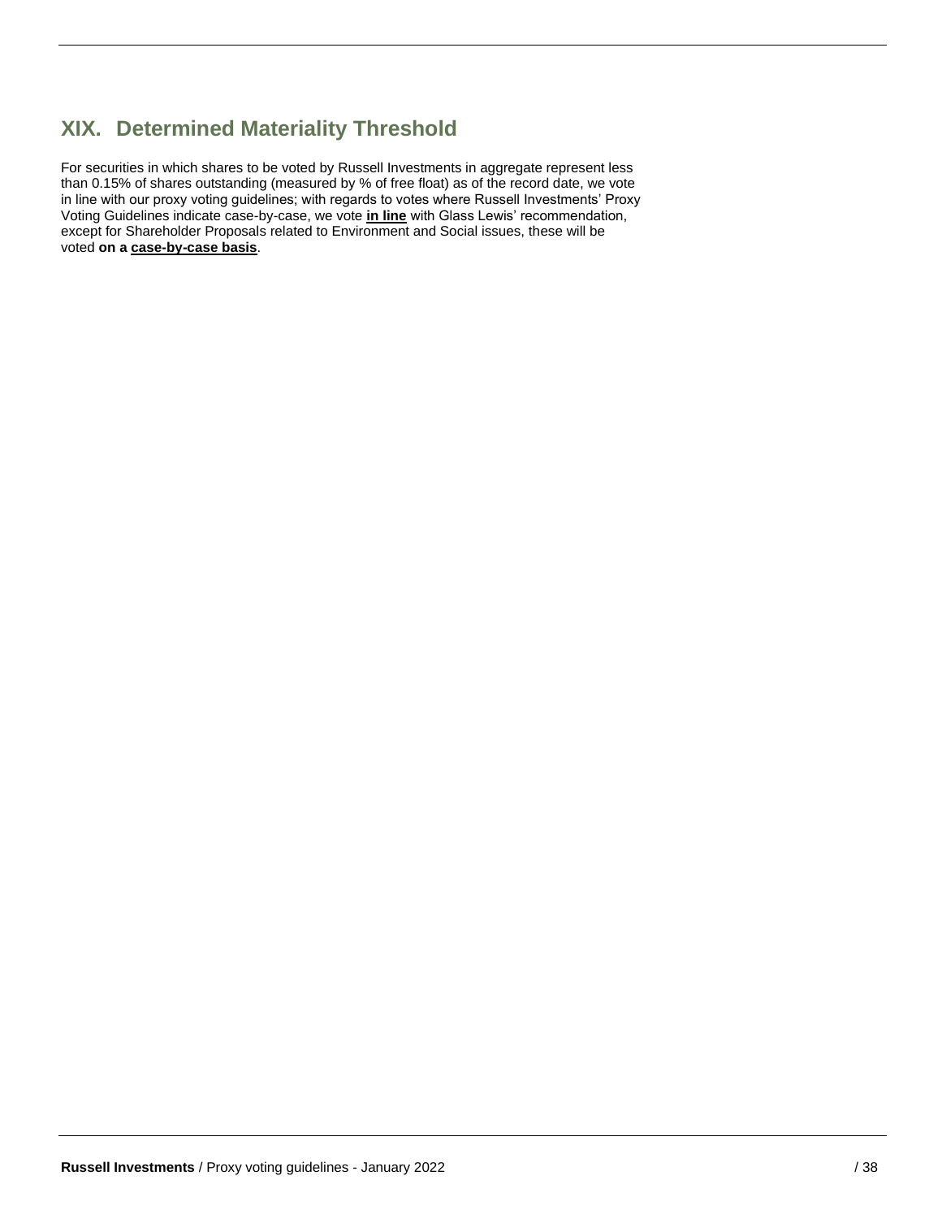## XIX. Determined Materiality Threshold

For securities in which shares to be voted by Russell Investments in aggregate represent less than 0.15% of shares outstanding (measured by % of free float) as of the record date, we vote in line with our proxy voting guidelines; with regards to votes where Russell Investments' Proxy Voting Guidelines indicate case-by-case, we vote **<u>in line</u>** with Glass Lewis' recommendation, except for Shareholder Proposals related to Environment and Social issues, these will be voted **on a <u>case-by-case basis</u>**.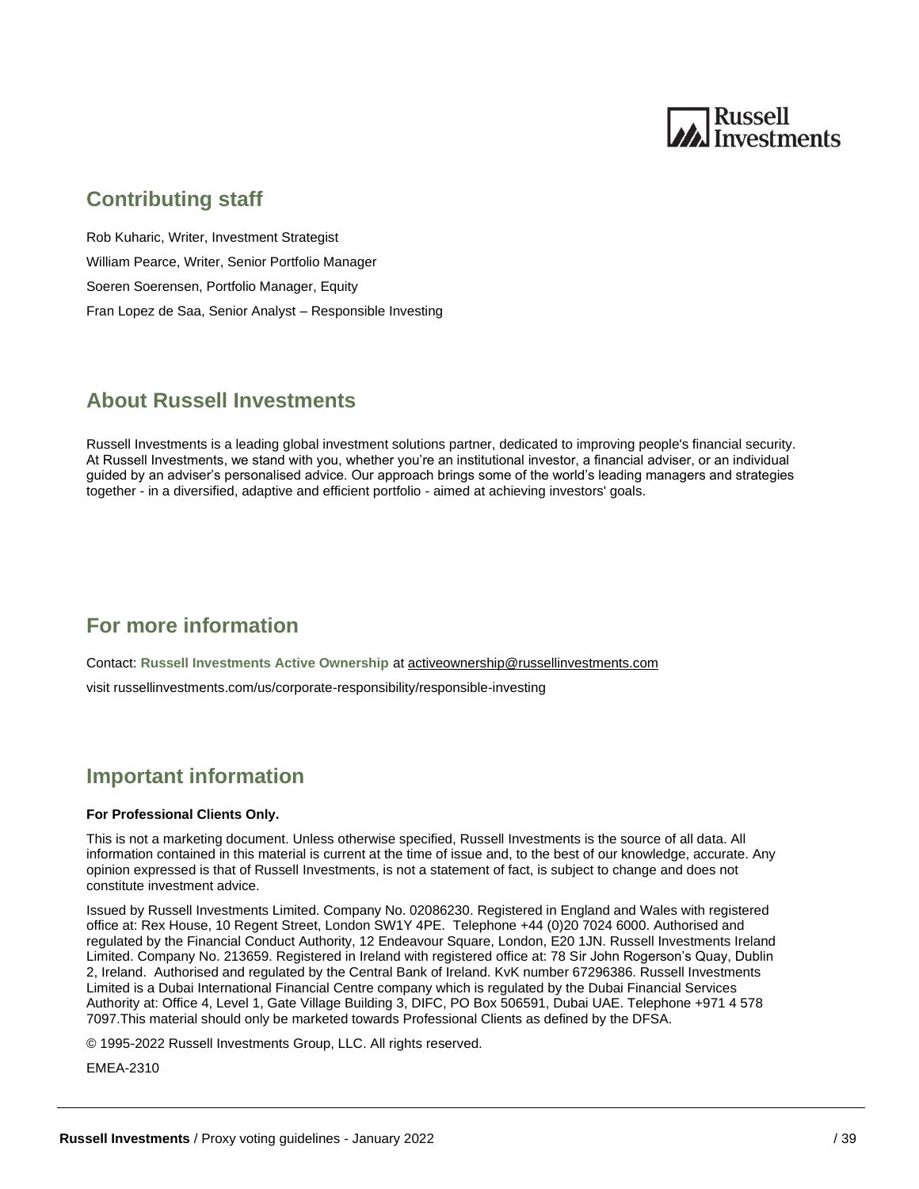## Contributing staff

Rob Kuharic, Writer, Investment Strategist

William Pearce, Writer, Senior Portfolio Manager

Soeren Soerensen, Portfolio Manager, Equity

Fran Lopez de Saa, Senior Analyst – Responsible Investing

## About Russell Investments

Russell Investments is a leading global investment solutions partner, dedicated to improving people's financial security. At Russell Investments, we stand with you, whether you're an institutional investor, a financial adviser, or an individual guided by an adviser's personalised advice. Our approach brings some of the world's leading managers and strategies together - in a diversified, adaptive and efficient portfolio - aimed at achieving investors' goals.

## For more information

Contact: **Russell Investments Active Ownership** at activeownership@russellinvestments.com

visit russellinvestments.com/us/corporate-responsibility/responsible-investing

## Important information

**For Professional Clients Only.**

This is not a marketing document. Unless otherwise specified, Russell Investments is the source of all data. All information contained in this material is current at the time of issue and, to the best of our knowledge, accurate. Any opinion expressed is that of Russell Investments, is not a statement of fact, is subject to change and does not constitute investment advice.

Issued by Russell Investments Limited. Company No. 02086230. Registered in England and Wales with registered office at: Rex House, 10 Regent Street, London SW1Y 4PE. Telephone +44 (0)20 7024 6000. Authorised and regulated by the Financial Conduct Authority, 12 Endeavour Square, London, E20 1JN. Russell Investments Ireland Limited. Company No. 213659. Registered in Ireland with registered office at: 78 Sir John Rogerson's Quay, Dublin 2, Ireland. Authorised and regulated by the Central Bank of Ireland. KvK number 67296386. Russell Investments Limited is a Dubai International Financial Centre company which is regulated by the Dubai Financial Services Authority at: Office 4, Level 1, Gate Village Building 3, DIFC, PO Box 506591, Dubai UAE. Telephone +971 4 578 7097.This material should only be marketed towards Professional Clients as defined by the DFSA.

© 1995-2022 Russell Investments Group, LLC. All rights reserved.

EMEA-2310